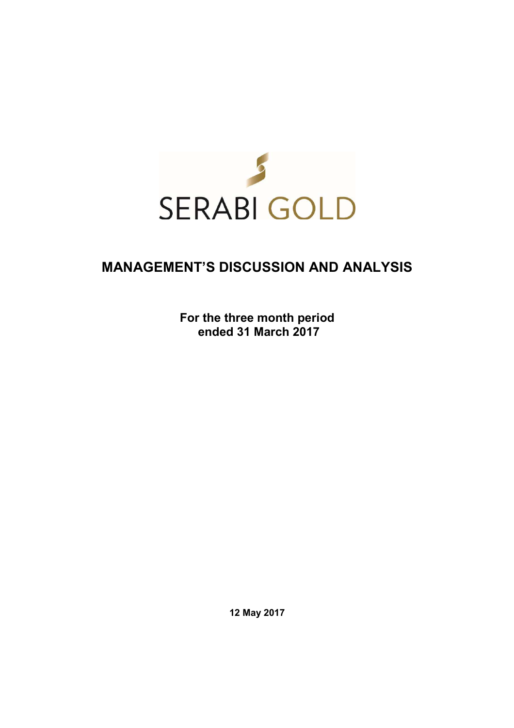SERABI GOLD

# MANAGEMENT'S DISCUSSION AND ANALYSIS

**For the three month period ended 31 March 2017**

**12 May 2017**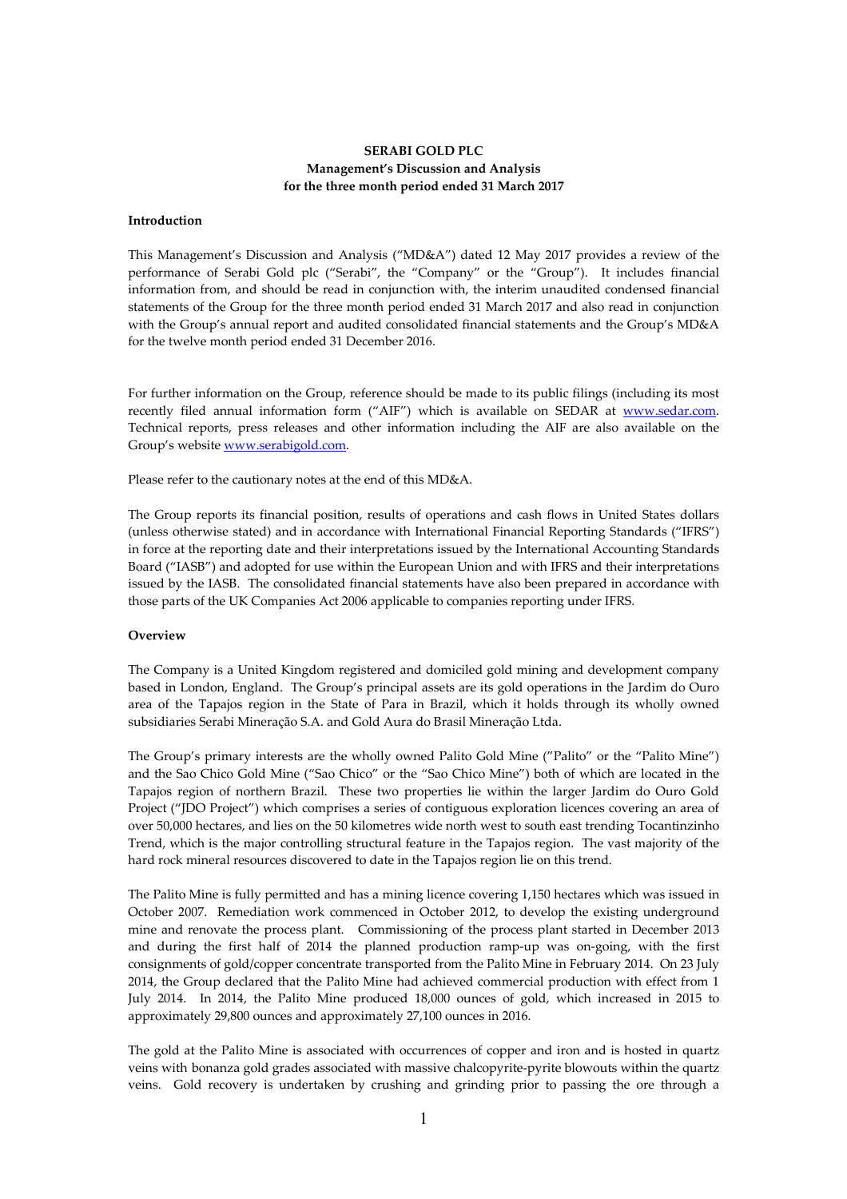**SERABI GOLD PLC**
**Management's Discussion and Analysis**
**for the three month period ended 31 March 2017**

**Introduction**

This Management's Discussion and Analysis ("MD&A") dated 12 May 2017 provides a review of the performance of Serabi Gold plc ("Serabi", the "Company" or the "Group"). It includes financial information from, and should be read in conjunction with, the interim unaudited condensed financial statements of the Group for the three month period ended 31 March 2017 and also read in conjunction with the Group's annual report and audited consolidated financial statements and the Group's MD&A for the twelve month period ended 31 December 2016.

For further information on the Group, reference should be made to its public filings (including its most recently filed annual information form ("AIF") which is available on SEDAR at www.sedar.com. Technical reports, press releases and other information including the AIF are also available on the Group's website www.serabigold.com.

Please refer to the cautionary notes at the end of this MD&A.

The Group reports its financial position, results of operations and cash flows in United States dollars (unless otherwise stated) and in accordance with International Financial Reporting Standards ("IFRS") in force at the reporting date and their interpretations issued by the International Accounting Standards Board ("IASB") and adopted for use within the European Union and with IFRS and their interpretations issued by the IASB. The consolidated financial statements have also been prepared in accordance with those parts of the UK Companies Act 2006 applicable to companies reporting under IFRS.

**Overview**

The Company is a United Kingdom registered and domiciled gold mining and development company based in London, England. The Group's principal assets are its gold operations in the Jardim do Ouro area of the Tapajos region in the State of Para in Brazil, which it holds through its wholly owned subsidiaries Serabi Mineração S.A. and Gold Aura do Brasil Mineração Ltda.

The Group's primary interests are the wholly owned Palito Gold Mine ("Palito" or the "Palito Mine") and the Sao Chico Gold Mine ("Sao Chico" or the "Sao Chico Mine") both of which are located in the Tapajos region of northern Brazil. These two properties lie within the larger Jardim do Ouro Gold Project ("JDO Project") which comprises a series of contiguous exploration licences covering an area of over 50,000 hectares, and lies on the 50 kilometres wide north west to south east trending Tocantinzinho Trend, which is the major controlling structural feature in the Tapajos region. The vast majority of the hard rock mineral resources discovered to date in the Tapajos region lie on this trend.

The Palito Mine is fully permitted and has a mining licence covering 1,150 hectares which was issued in October 2007. Remediation work commenced in October 2012, to develop the existing underground mine and renovate the process plant. Commissioning of the process plant started in December 2013 and during the first half of 2014 the planned production ramp-up was on-going, with the first consignments of gold/copper concentrate transported from the Palito Mine in February 2014. On 23 July 2014, the Group declared that the Palito Mine had achieved commercial production with effect from 1 July 2014. In 2014, the Palito Mine produced 18,000 ounces of gold, which increased in 2015 to approximately 29,800 ounces and approximately 27,100 ounces in 2016.

The gold at the Palito Mine is associated with occurrences of copper and iron and is hosted in quartz veins with bonanza gold grades associated with massive chalcopyrite-pyrite blowouts within the quartz veins. Gold recovery is undertaken by crushing and grinding prior to passing the ore through a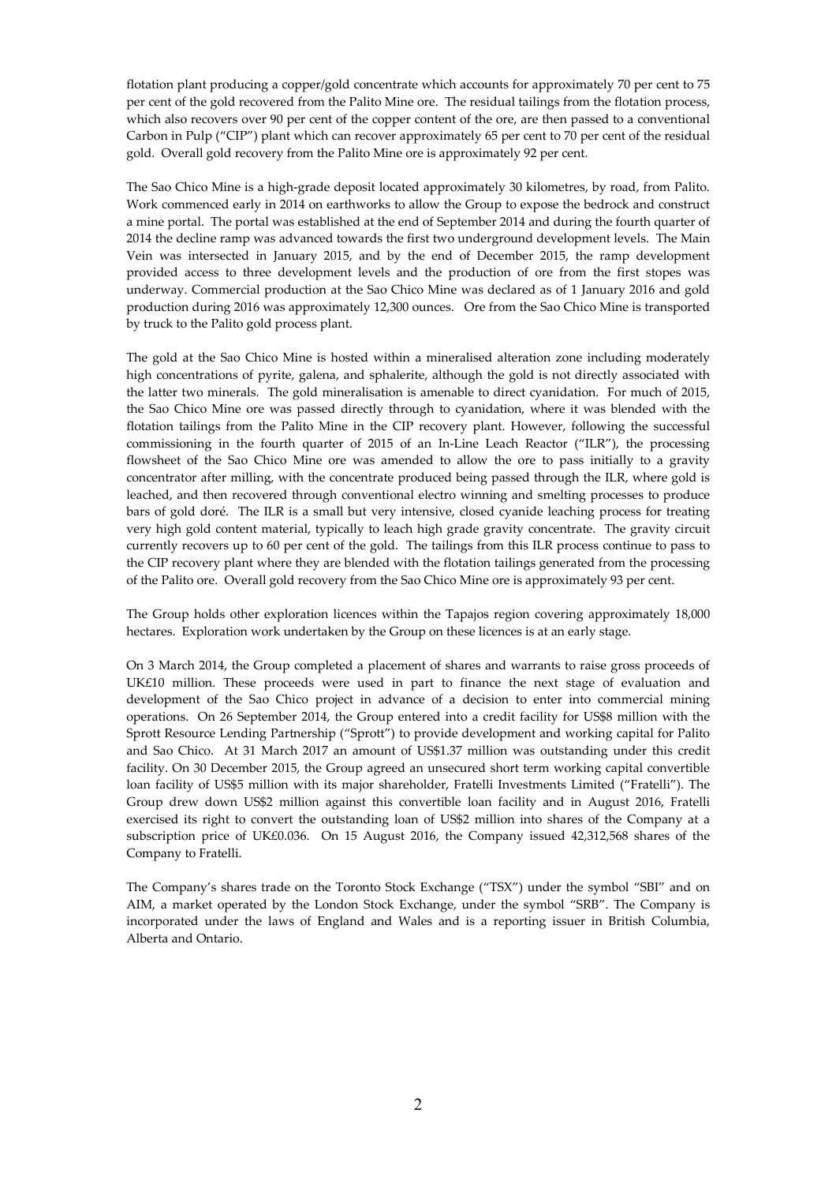flotation plant producing a copper/gold concentrate which accounts for approximately 70 per cent to 75 per cent of the gold recovered from the Palito Mine ore. The residual tailings from the flotation process, which also recovers over 90 per cent of the copper content of the ore, are then passed to a conventional Carbon in Pulp ("CIP") plant which can recover approximately 65 per cent to 70 per cent of the residual gold. Overall gold recovery from the Palito Mine ore is approximately 92 per cent.

The Sao Chico Mine is a high-grade deposit located approximately 30 kilometres, by road, from Palito. Work commenced early in 2014 on earthworks to allow the Group to expose the bedrock and construct a mine portal. The portal was established at the end of September 2014 and during the fourth quarter of 2014 the decline ramp was advanced towards the first two underground development levels. The Main Vein was intersected in January 2015, and by the end of December 2015, the ramp development provided access to three development levels and the production of ore from the first stopes was underway. Commercial production at the Sao Chico Mine was declared as of 1 January 2016 and gold production during 2016 was approximately 12,300 ounces. Ore from the Sao Chico Mine is transported by truck to the Palito gold process plant.

The gold at the Sao Chico Mine is hosted within a mineralised alteration zone including moderately high concentrations of pyrite, galena, and sphalerite, although the gold is not directly associated with the latter two minerals. The gold mineralisation is amenable to direct cyanidation. For much of 2015, the Sao Chico Mine ore was passed directly through to cyanidation, where it was blended with the flotation tailings from the Palito Mine in the CIP recovery plant. However, following the successful commissioning in the fourth quarter of 2015 of an In-Line Leach Reactor ("ILR"), the processing flowsheet of the Sao Chico Mine ore was amended to allow the ore to pass initially to a gravity concentrator after milling, with the concentrate produced being passed through the ILR, where gold is leached, and then recovered through conventional electro winning and smelting processes to produce bars of gold doré. The ILR is a small but very intensive, closed cyanide leaching process for treating very high gold content material, typically to leach high grade gravity concentrate. The gravity circuit currently recovers up to 60 per cent of the gold. The tailings from this ILR process continue to pass to the CIP recovery plant where they are blended with the flotation tailings generated from the processing of the Palito ore. Overall gold recovery from the Sao Chico Mine ore is approximately 93 per cent.

The Group holds other exploration licences within the Tapajos region covering approximately 18,000 hectares. Exploration work undertaken by the Group on these licences is at an early stage.

On 3 March 2014, the Group completed a placement of shares and warrants to raise gross proceeds of UK£10 million. These proceeds were used in part to finance the next stage of evaluation and development of the Sao Chico project in advance of a decision to enter into commercial mining operations. On 26 September 2014, the Group entered into a credit facility for US$8 million with the Sprott Resource Lending Partnership ("Sprott") to provide development and working capital for Palito and Sao Chico. At 31 March 2017 an amount of US$1.37 million was outstanding under this credit facility. On 30 December 2015, the Group agreed an unsecured short term working capital convertible loan facility of US$5 million with its major shareholder, Fratelli Investments Limited ("Fratelli"). The Group drew down US$2 million against this convertible loan facility and in August 2016, Fratelli exercised its right to convert the outstanding loan of US$2 million into shares of the Company at a subscription price of UK£0.036. On 15 August 2016, the Company issued 42,312,568 shares of the Company to Fratelli.

The Company's shares trade on the Toronto Stock Exchange ("TSX") under the symbol "SBI" and on AIM, a market operated by the London Stock Exchange, under the symbol "SRB". The Company is incorporated under the laws of England and Wales and is a reporting issuer in British Columbia, Alberta and Ontario.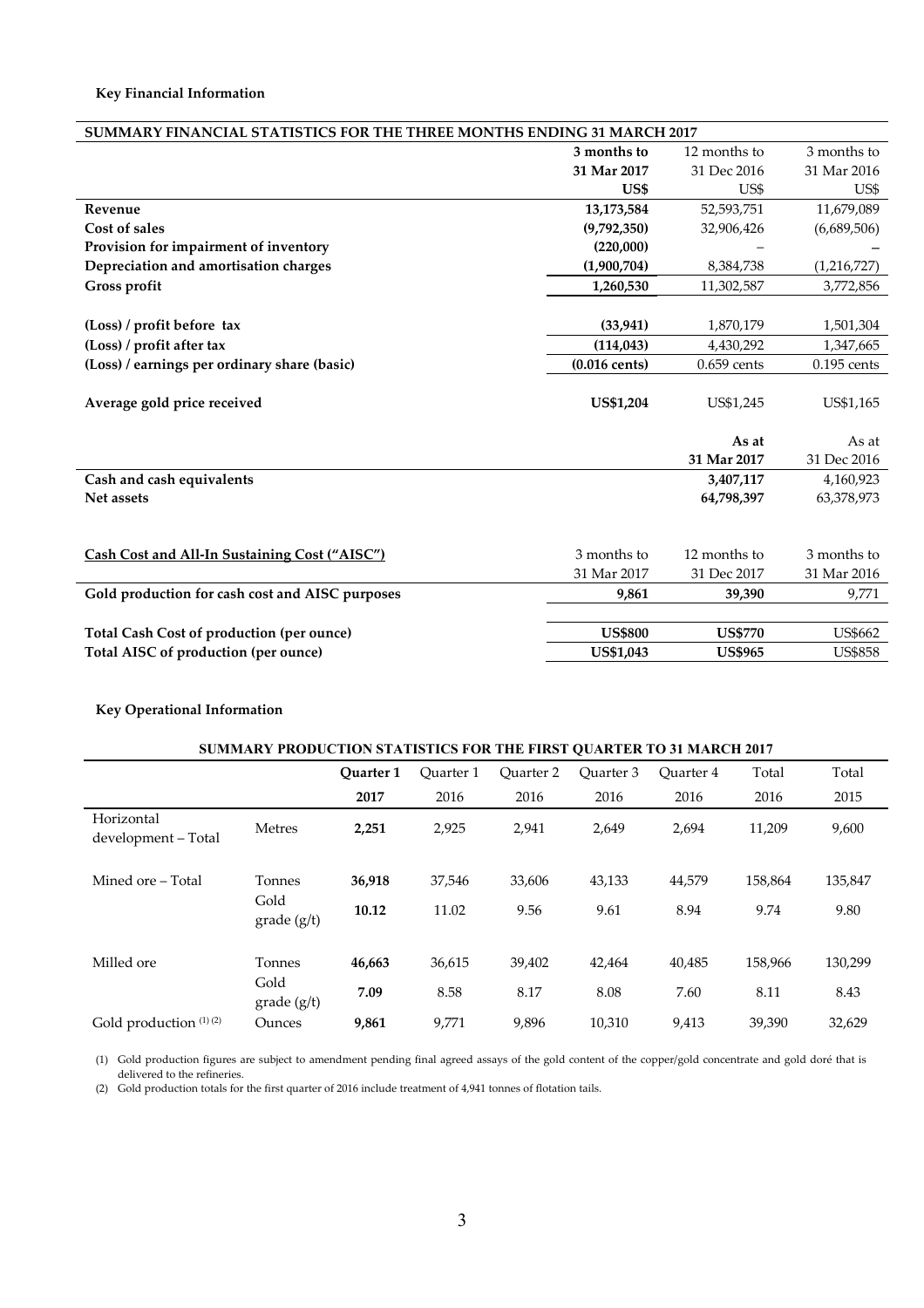**Key Financial Information**

| SUMMARY FINANCIAL STATISTICS FOR THE THREE MONTHS ENDING 31 MARCH 2017 | | | |
|---|---|---|---|
| | **3 months to 31 Mar 2017 US$** | 12 months to 31 Dec 2016 US$ | 3 months to 31 Mar 2016 US$ |
| **Revenue** | **13,173,584** | 52,593,751 | 11,679,089 |
| **Cost of sales** | **(9,792,350)** | 32,906,426 | (6,689,506) |
| **Provision for impairment of inventory** | **(220,000)** | – | – |
| **Depreciation and amortisation charges** | **(1,900,704)** | 8,384,738 | (1,216,727) |
| **Gross profit** | **1,260,530** | 11,302,587 | 3,772,856 |
| **(Loss) / profit before tax** | **(33,941)** | 1,870,179 | 1,501,304 |
| **(Loss) / profit after tax** | **(114,043)** | 4,430,292 | 1,347,665 |
| **(Loss) / earnings per ordinary share (basic)** | **(0.016 cents)** | 0.659 cents | 0.195 cents |
| **Average gold price received** | **US$1,204** | US$1,245 | US$1,165 |

| | **As at 31 Mar 2017** | As at 31 Dec 2016 |
|---|---|---|
| **Cash and cash equivalents** | **3,407,117** | 4,160,923 |
| **Net assets** | **64,798,397** | 63,378,973 |

| **Cash Cost and All-In Sustaining Cost ("AISC")** | 3 months to 31 Mar 2017 | 12 months to 31 Dec 2017 | 3 months to 31 Mar 2016 |
|---|---|---|---|
| **Gold production for cash cost and AISC purposes** | **9,861** | **39,390** | 9,771 |
| **Total Cash Cost of production (per ounce)** | **US$800** | **US$770** | US$662 |
| **Total AISC of production (per ounce)** | **US$1,043** | **US$965** | US$858 |

**Key Operational Information**

**SUMMARY PRODUCTION STATISTICS FOR THE FIRST QUARTER TO 31 MARCH 2017**

| | | **Quarter 1 2017** | Quarter 1 2016 | Quarter 2 2016 | Quarter 3 2016 | Quarter 4 2016 | Total 2016 | Total 2015 |
|---|---|---|---|---|---|---|---|---|
| Horizontal development – Total | Metres | **2,251** | 2,925 | 2,941 | 2,649 | 2,694 | 11,209 | 9,600 |
| Mined ore – Total | Tonnes | **36,918** | 37,546 | 33,606 | 43,133 | 44,579 | 158,864 | 135,847 |
| | Gold grade (g/t) | **10.12** | 11.02 | 9.56 | 9.61 | 8.94 | 9.74 | 9.80 |
| Milled ore | Tonnes | **46,663** | 36,615 | 39,402 | 42,464 | 40,485 | 158,966 | 130,299 |
| | Gold grade (g/t) | **7.09** | 8.58 | 8.17 | 8.08 | 7.60 | 8.11 | 8.43 |
| Gold production (1) (2) | Ounces | **9,861** | 9,771 | 9,896 | 10,310 | 9,413 | 39,390 | 32,629 |

(1) Gold production figures are subject to amendment pending final agreed assays of the gold content of the copper/gold concentrate and gold doré that is delivered to the refineries.

(2) Gold production totals for the first quarter of 2016 include treatment of 4,941 tonnes of flotation tails.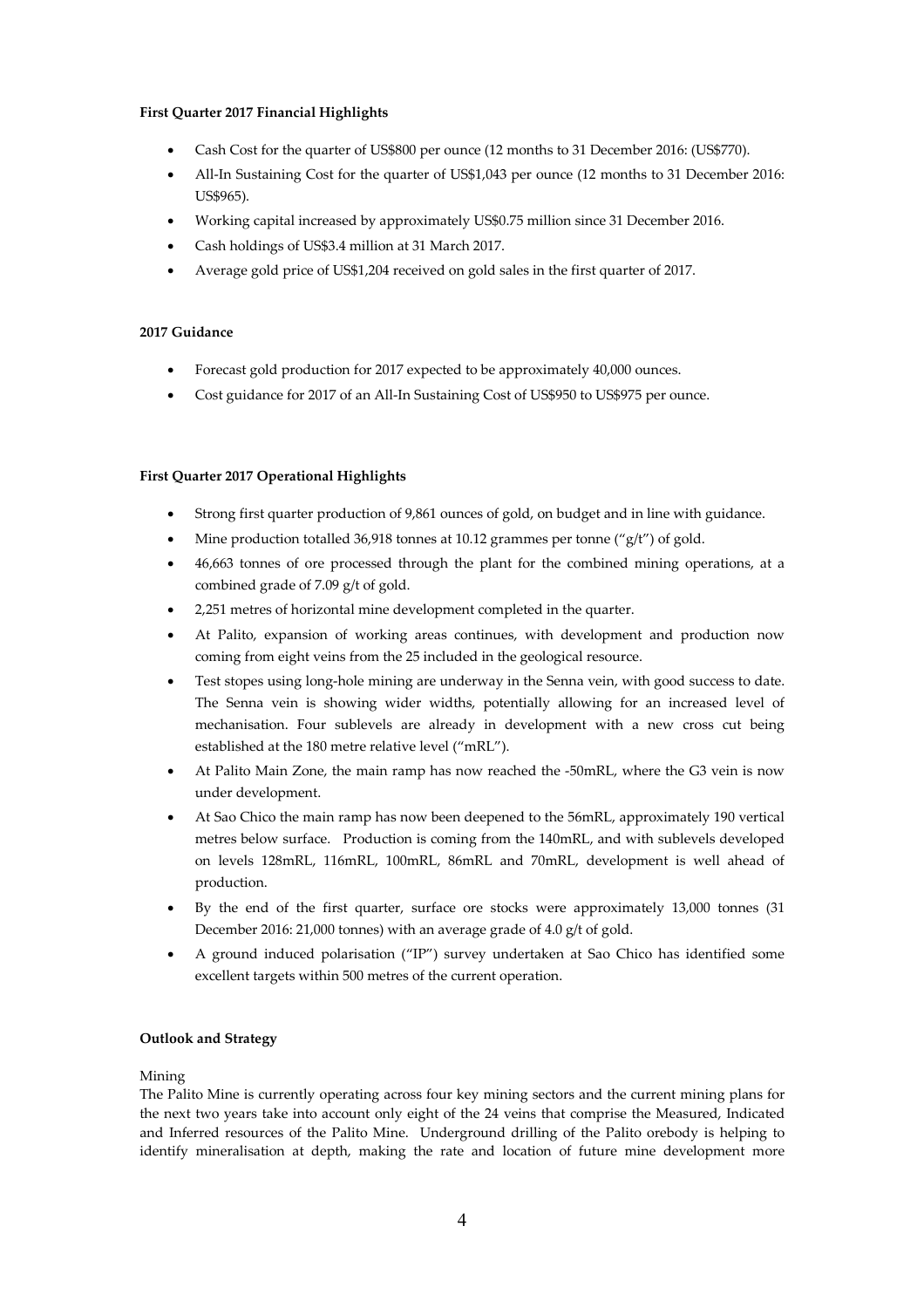**First Quarter 2017 Financial Highlights**

- Cash Cost for the quarter of US$800 per ounce (12 months to 31 December 2016: (US$770).
- All-In Sustaining Cost for the quarter of US$1,043 per ounce (12 months to 31 December 2016: US$965).
- Working capital increased by approximately US$0.75 million since 31 December 2016.
- Cash holdings of US$3.4 million at 31 March 2017.
- Average gold price of US$1,204 received on gold sales in the first quarter of 2017.

**2017 Guidance**

- Forecast gold production for 2017 expected to be approximately 40,000 ounces.
- Cost guidance for 2017 of an All-In Sustaining Cost of US$950 to US$975 per ounce.

**First Quarter 2017 Operational Highlights**

- Strong first quarter production of 9,861 ounces of gold, on budget and in line with guidance.
- Mine production totalled 36,918 tonnes at 10.12 grammes per tonne ("g/t") of gold.
- 46,663 tonnes of ore processed through the plant for the combined mining operations, at a combined grade of 7.09 g/t of gold.
- 2,251 metres of horizontal mine development completed in the quarter.
- At Palito, expansion of working areas continues, with development and production now coming from eight veins from the 25 included in the geological resource.
- Test stopes using long-hole mining are underway in the Senna vein, with good success to date. The Senna vein is showing wider widths, potentially allowing for an increased level of mechanisation. Four sublevels are already in development with a new cross cut being established at the 180 metre relative level ("mRL").
- At Palito Main Zone, the main ramp has now reached the -50mRL, where the G3 vein is now under development.
- At Sao Chico the main ramp has now been deepened to the 56mRL, approximately 190 vertical metres below surface. Production is coming from the 140mRL, and with sublevels developed on levels 128mRL, 116mRL, 100mRL, 86mRL and 70mRL, development is well ahead of production.
- By the end of the first quarter, surface ore stocks were approximately 13,000 tonnes (31 December 2016: 21,000 tonnes) with an average grade of 4.0 g/t of gold.
- A ground induced polarisation ("IP") survey undertaken at Sao Chico has identified some excellent targets within 500 metres of the current operation.

**Outlook and Strategy**

Mining

The Palito Mine is currently operating across four key mining sectors and the current mining plans for the next two years take into account only eight of the 24 veins that comprise the Measured, Indicated and Inferred resources of the Palito Mine. Underground drilling of the Palito orebody is helping to identify mineralisation at depth, making the rate and location of future mine development more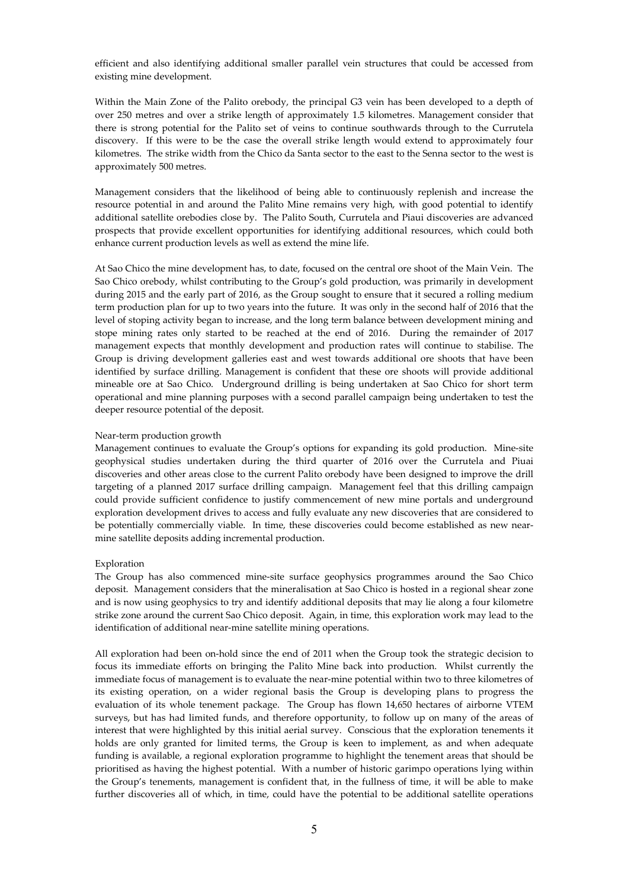efficient and also identifying additional smaller parallel vein structures that could be accessed from existing mine development.

Within the Main Zone of the Palito orebody, the principal G3 vein has been developed to a depth of over 250 metres and over a strike length of approximately 1.5 kilometres. Management consider that there is strong potential for the Palito set of veins to continue southwards through to the Currutela discovery. If this were to be the case the overall strike length would extend to approximately four kilometres. The strike width from the Chico da Santa sector to the east to the Senna sector to the west is approximately 500 metres.

Management considers that the likelihood of being able to continuously replenish and increase the resource potential in and around the Palito Mine remains very high, with good potential to identify additional satellite orebodies close by. The Palito South, Currutela and Piaui discoveries are advanced prospects that provide excellent opportunities for identifying additional resources, which could both enhance current production levels as well as extend the mine life.

At Sao Chico the mine development has, to date, focused on the central ore shoot of the Main Vein. The Sao Chico orebody, whilst contributing to the Group's gold production, was primarily in development during 2015 and the early part of 2016, as the Group sought to ensure that it secured a rolling medium term production plan for up to two years into the future. It was only in the second half of 2016 that the level of stoping activity began to increase, and the long term balance between development mining and stope mining rates only started to be reached at the end of 2016. During the remainder of 2017 management expects that monthly development and production rates will continue to stabilise. The Group is driving development galleries east and west towards additional ore shoots that have been identified by surface drilling. Management is confident that these ore shoots will provide additional mineable ore at Sao Chico. Underground drilling is being undertaken at Sao Chico for short term operational and mine planning purposes with a second parallel campaign being undertaken to test the deeper resource potential of the deposit.

Near-term production growth

Management continues to evaluate the Group's options for expanding its gold production. Mine-site geophysical studies undertaken during the third quarter of 2016 over the Currutela and Piuai discoveries and other areas close to the current Palito orebody have been designed to improve the drill targeting of a planned 2017 surface drilling campaign. Management feel that this drilling campaign could provide sufficient confidence to justify commencement of new mine portals and underground exploration development drives to access and fully evaluate any new discoveries that are considered to be potentially commercially viable. In time, these discoveries could become established as new near-mine satellite deposits adding incremental production.

Exploration

The Group has also commenced mine-site surface geophysics programmes around the Sao Chico deposit. Management considers that the mineralisation at Sao Chico is hosted in a regional shear zone and is now using geophysics to try and identify additional deposits that may lie along a four kilometre strike zone around the current Sao Chico deposit. Again, in time, this exploration work may lead to the identification of additional near-mine satellite mining operations.

All exploration had been on-hold since the end of 2011 when the Group took the strategic decision to focus its immediate efforts on bringing the Palito Mine back into production. Whilst currently the immediate focus of management is to evaluate the near-mine potential within two to three kilometres of its existing operation, on a wider regional basis the Group is developing plans to progress the evaluation of its whole tenement package. The Group has flown 14,650 hectares of airborne VTEM surveys, but has had limited funds, and therefore opportunity, to follow up on many of the areas of interest that were highlighted by this initial aerial survey. Conscious that the exploration tenements it holds are only granted for limited terms, the Group is keen to implement, as and when adequate funding is available, a regional exploration programme to highlight the tenement areas that should be prioritised as having the highest potential. With a number of historic garimpo operations lying within the Group's tenements, management is confident that, in the fullness of time, it will be able to make further discoveries all of which, in time, could have the potential to be additional satellite operations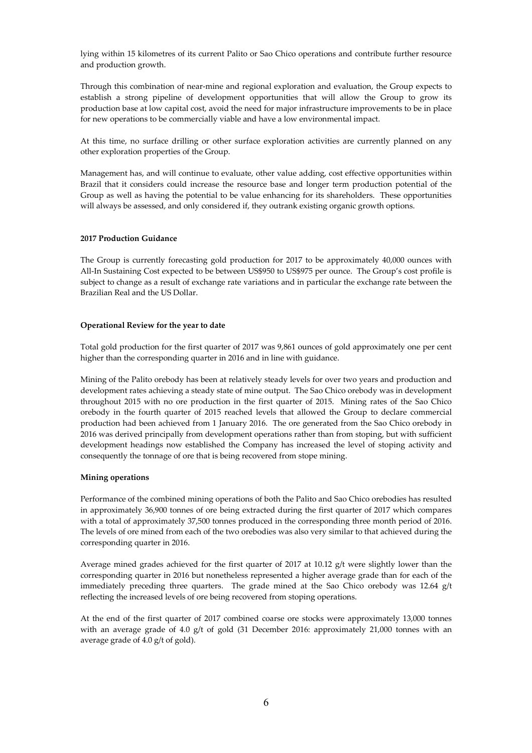lying within 15 kilometres of its current Palito or Sao Chico operations and contribute further resource and production growth.

Through this combination of near-mine and regional exploration and evaluation, the Group expects to establish a strong pipeline of development opportunities that will allow the Group to grow its production base at low capital cost, avoid the need for major infrastructure improvements to be in place for new operations to be commercially viable and have a low environmental impact.

At this time, no surface drilling or other surface exploration activities are currently planned on any other exploration properties of the Group.

Management has, and will continue to evaluate, other value adding, cost effective opportunities within Brazil that it considers could increase the resource base and longer term production potential of the Group as well as having the potential to be value enhancing for its shareholders. These opportunities will always be assessed, and only considered if, they outrank existing organic growth options.

**2017 Production Guidance**

The Group is currently forecasting gold production for 2017 to be approximately 40,000 ounces with All-In Sustaining Cost expected to be between US$950 to US$975 per ounce. The Group's cost profile is subject to change as a result of exchange rate variations and in particular the exchange rate between the Brazilian Real and the US Dollar.

**Operational Review for the year to date**

Total gold production for the first quarter of 2017 was 9,861 ounces of gold approximately one per cent higher than the corresponding quarter in 2016 and in line with guidance.

Mining of the Palito orebody has been at relatively steady levels for over two years and production and development rates achieving a steady state of mine output. The Sao Chico orebody was in development throughout 2015 with no ore production in the first quarter of 2015. Mining rates of the Sao Chico orebody in the fourth quarter of 2015 reached levels that allowed the Group to declare commercial production had been achieved from 1 January 2016. The ore generated from the Sao Chico orebody in 2016 was derived principally from development operations rather than from stoping, but with sufficient development headings now established the Company has increased the level of stoping activity and consequently the tonnage of ore that is being recovered from stope mining.

**Mining operations**

Performance of the combined mining operations of both the Palito and Sao Chico orebodies has resulted in approximately 36,900 tonnes of ore being extracted during the first quarter of 2017 which compares with a total of approximately 37,500 tonnes produced in the corresponding three month period of 2016. The levels of ore mined from each of the two orebodies was also very similar to that achieved during the corresponding quarter in 2016.

Average mined grades achieved for the first quarter of 2017 at 10.12 g/t were slightly lower than the corresponding quarter in 2016 but nonetheless represented a higher average grade than for each of the immediately preceding three quarters. The grade mined at the Sao Chico orebody was 12.64 g/t reflecting the increased levels of ore being recovered from stoping operations.

At the end of the first quarter of 2017 combined coarse ore stocks were approximately 13,000 tonnes with an average grade of 4.0 g/t of gold (31 December 2016: approximately 21,000 tonnes with an average grade of 4.0 g/t of gold).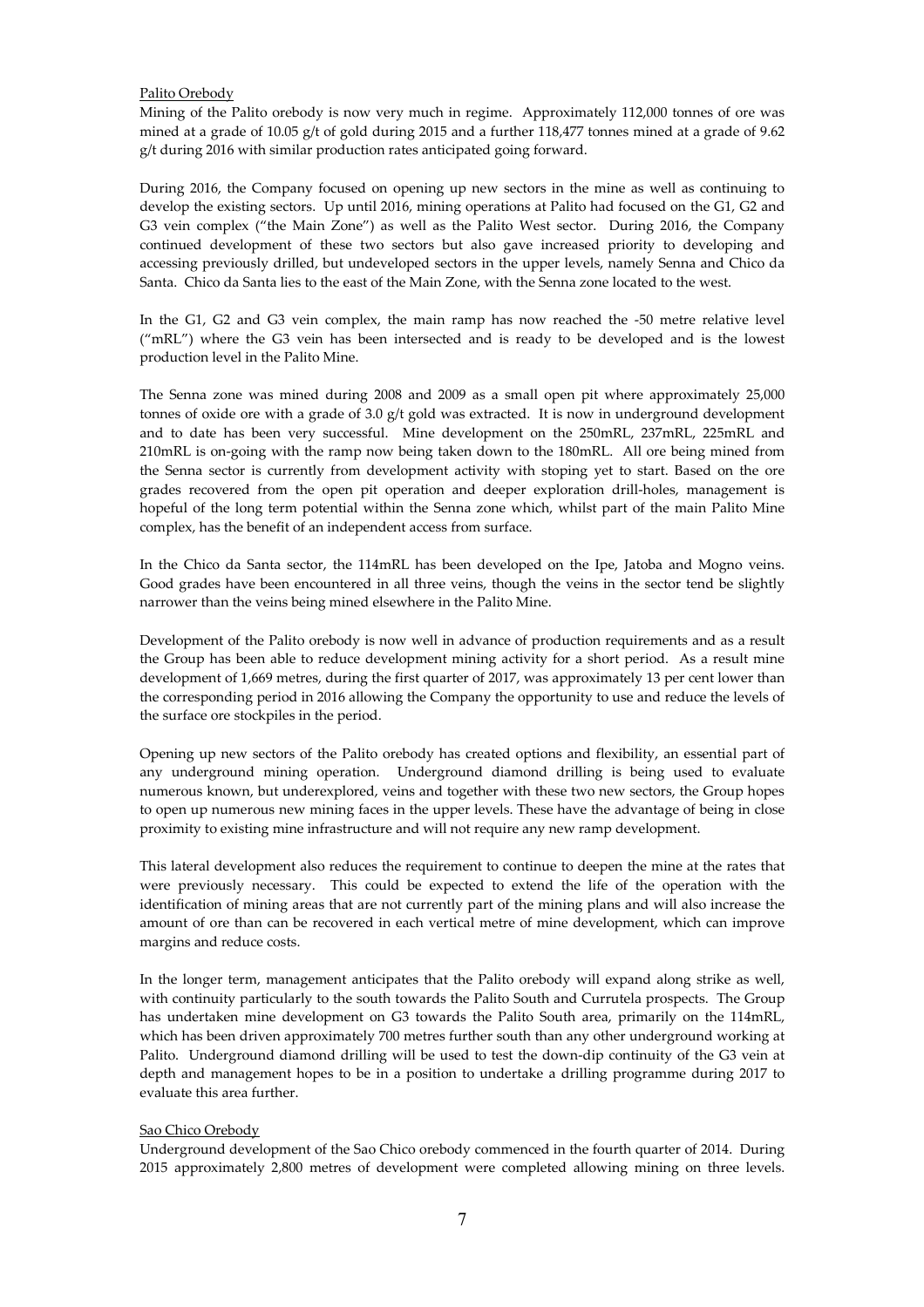Palito Orebody

Mining of the Palito orebody is now very much in regime. Approximately 112,000 tonnes of ore was mined at a grade of 10.05 g/t of gold during 2015 and a further 118,477 tonnes mined at a grade of 9.62 g/t during 2016 with similar production rates anticipated going forward.

During 2016, the Company focused on opening up new sectors in the mine as well as continuing to develop the existing sectors. Up until 2016, mining operations at Palito had focused on the G1, G2 and G3 vein complex ("the Main Zone") as well as the Palito West sector. During 2016, the Company continued development of these two sectors but also gave increased priority to developing and accessing previously drilled, but undeveloped sectors in the upper levels, namely Senna and Chico da Santa. Chico da Santa lies to the east of the Main Zone, with the Senna zone located to the west.

In the G1, G2 and G3 vein complex, the main ramp has now reached the -50 metre relative level ("mRL") where the G3 vein has been intersected and is ready to be developed and is the lowest production level in the Palito Mine.

The Senna zone was mined during 2008 and 2009 as a small open pit where approximately 25,000 tonnes of oxide ore with a grade of 3.0 g/t gold was extracted. It is now in underground development and to date has been very successful. Mine development on the 250mRL, 237mRL, 225mRL and 210mRL is on-going with the ramp now being taken down to the 180mRL. All ore being mined from the Senna sector is currently from development activity with stoping yet to start. Based on the ore grades recovered from the open pit operation and deeper exploration drill-holes, management is hopeful of the long term potential within the Senna zone which, whilst part of the main Palito Mine complex, has the benefit of an independent access from surface.

In the Chico da Santa sector, the 114mRL has been developed on the Ipe, Jatoba and Mogno veins. Good grades have been encountered in all three veins, though the veins in the sector tend be slightly narrower than the veins being mined elsewhere in the Palito Mine.

Development of the Palito orebody is now well in advance of production requirements and as a result the Group has been able to reduce development mining activity for a short period. As a result mine development of 1,669 metres, during the first quarter of 2017, was approximately 13 per cent lower than the corresponding period in 2016 allowing the Company the opportunity to use and reduce the levels of the surface ore stockpiles in the period.

Opening up new sectors of the Palito orebody has created options and flexibility, an essential part of any underground mining operation. Underground diamond drilling is being used to evaluate numerous known, but underexplored, veins and together with these two new sectors, the Group hopes to open up numerous new mining faces in the upper levels. These have the advantage of being in close proximity to existing mine infrastructure and will not require any new ramp development.

This lateral development also reduces the requirement to continue to deepen the mine at the rates that were previously necessary. This could be expected to extend the life of the operation with the identification of mining areas that are not currently part of the mining plans and will also increase the amount of ore than can be recovered in each vertical metre of mine development, which can improve margins and reduce costs.

In the longer term, management anticipates that the Palito orebody will expand along strike as well, with continuity particularly to the south towards the Palito South and Currutela prospects. The Group has undertaken mine development on G3 towards the Palito South area, primarily on the 114mRL, which has been driven approximately 700 metres further south than any other underground working at Palito. Underground diamond drilling will be used to test the down-dip continuity of the G3 vein at depth and management hopes to be in a position to undertake a drilling programme during 2017 to evaluate this area further.

Sao Chico Orebody

Underground development of the Sao Chico orebody commenced in the fourth quarter of 2014. During 2015 approximately 2,800 metres of development were completed allowing mining on three levels.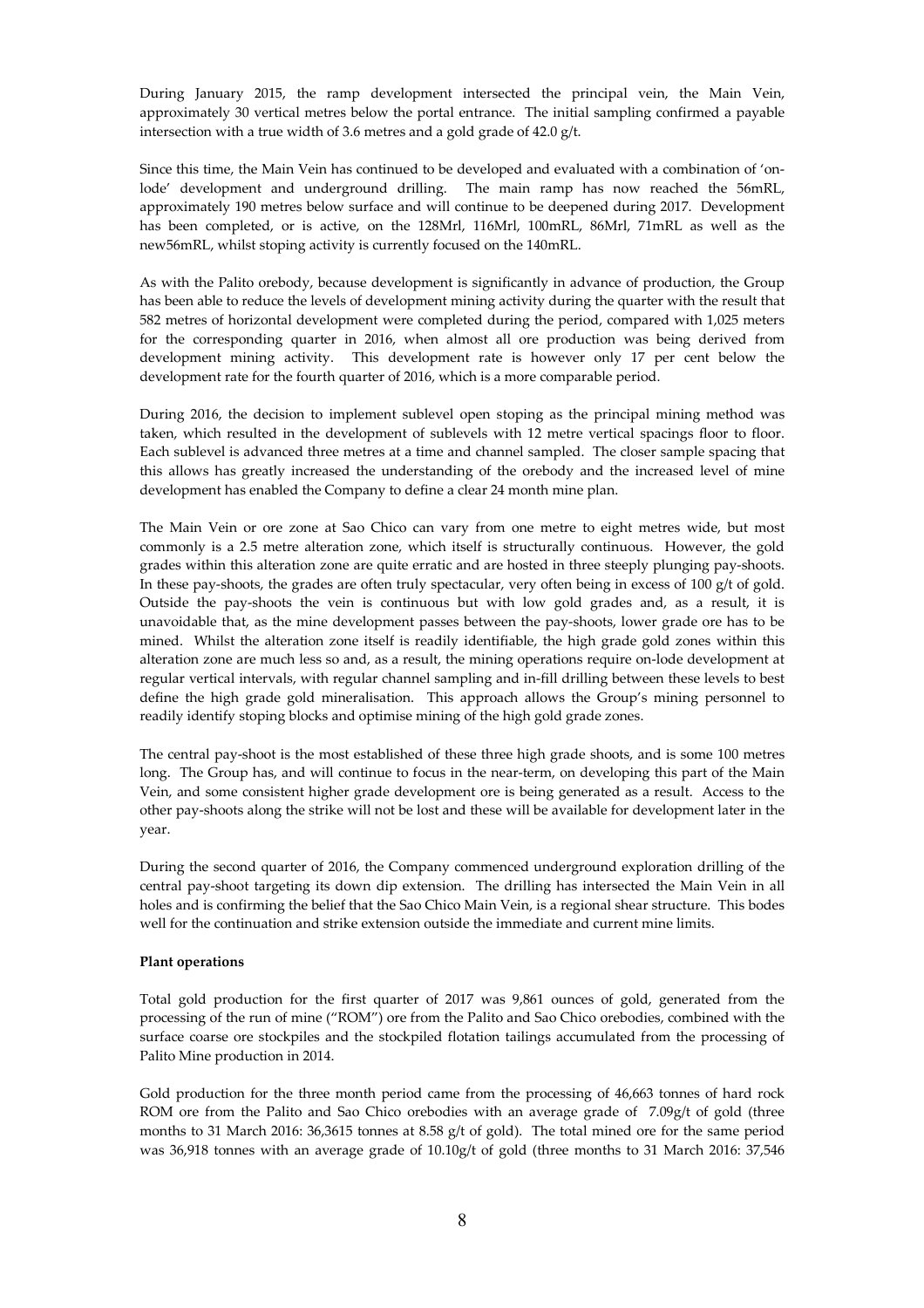During January 2015, the ramp development intersected the principal vein, the Main Vein, approximately 30 vertical metres below the portal entrance. The initial sampling confirmed a payable intersection with a true width of 3.6 metres and a gold grade of 42.0 g/t.

Since this time, the Main Vein has continued to be developed and evaluated with a combination of 'on-lode' development and underground drilling. The main ramp has now reached the 56mRL, approximately 190 metres below surface and will continue to be deepened during 2017. Development has been completed, or is active, on the 128Mrl, 116Mrl, 100mRL, 86Mrl, 71mRL as well as the new56mRL, whilst stoping activity is currently focused on the 140mRL.

As with the Palito orebody, because development is significantly in advance of production, the Group has been able to reduce the levels of development mining activity during the quarter with the result that 582 metres of horizontal development were completed during the period, compared with 1,025 meters for the corresponding quarter in 2016, when almost all ore production was being derived from development mining activity. This development rate is however only 17 per cent below the development rate for the fourth quarter of 2016, which is a more comparable period.

During 2016, the decision to implement sublevel open stoping as the principal mining method was taken, which resulted in the development of sublevels with 12 metre vertical spacings floor to floor. Each sublevel is advanced three metres at a time and channel sampled. The closer sample spacing that this allows has greatly increased the understanding of the orebody and the increased level of mine development has enabled the Company to define a clear 24 month mine plan.

The Main Vein or ore zone at Sao Chico can vary from one metre to eight metres wide, but most commonly is a 2.5 metre alteration zone, which itself is structurally continuous. However, the gold grades within this alteration zone are quite erratic and are hosted in three steeply plunging pay-shoots. In these pay-shoots, the grades are often truly spectacular, very often being in excess of 100 g/t of gold. Outside the pay-shoots the vein is continuous but with low gold grades and, as a result, it is unavoidable that, as the mine development passes between the pay-shoots, lower grade ore has to be mined. Whilst the alteration zone itself is readily identifiable, the high grade gold zones within this alteration zone are much less so and, as a result, the mining operations require on-lode development at regular vertical intervals, with regular channel sampling and in-fill drilling between these levels to best define the high grade gold mineralisation. This approach allows the Group's mining personnel to readily identify stoping blocks and optimise mining of the high gold grade zones.

The central pay-shoot is the most established of these three high grade shoots, and is some 100 metres long. The Group has, and will continue to focus in the near-term, on developing this part of the Main Vein, and some consistent higher grade development ore is being generated as a result. Access to the other pay-shoots along the strike will not be lost and these will be available for development later in the year.

During the second quarter of 2016, the Company commenced underground exploration drilling of the central pay-shoot targeting its down dip extension. The drilling has intersected the Main Vein in all holes and is confirming the belief that the Sao Chico Main Vein, is a regional shear structure. This bodes well for the continuation and strike extension outside the immediate and current mine limits.

**Plant operations**

Total gold production for the first quarter of 2017 was 9,861 ounces of gold, generated from the processing of the run of mine ("ROM") ore from the Palito and Sao Chico orebodies, combined with the surface coarse ore stockpiles and the stockpiled flotation tailings accumulated from the processing of Palito Mine production in 2014.

Gold production for the three month period came from the processing of 46,663 tonnes of hard rock ROM ore from the Palito and Sao Chico orebodies with an average grade of 7.09g/t of gold (three months to 31 March 2016: 36,3615 tonnes at 8.58 g/t of gold). The total mined ore for the same period was 36,918 tonnes with an average grade of 10.10g/t of gold (three months to 31 March 2016: 37,546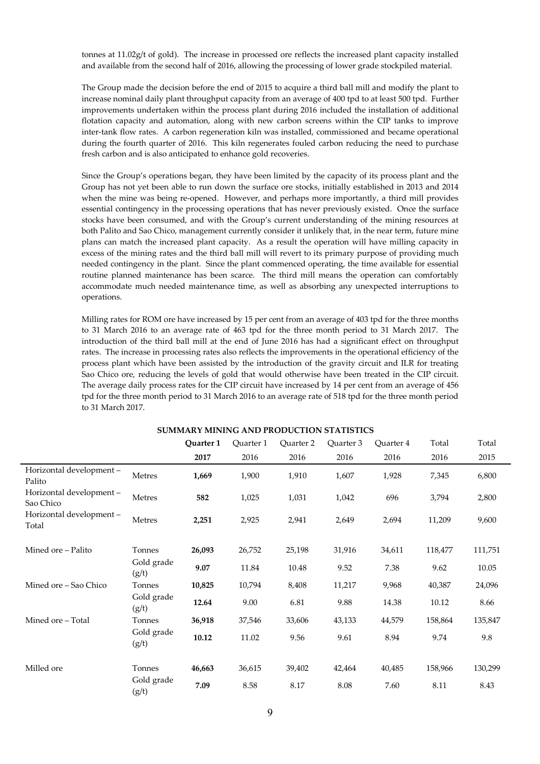tonnes at 11.02g/t of gold). The increase in processed ore reflects the increased plant capacity installed and available from the second half of 2016, allowing the processing of lower grade stockpiled material.

The Group made the decision before the end of 2015 to acquire a third ball mill and modify the plant to increase nominal daily plant throughput capacity from an average of 400 tpd to at least 500 tpd. Further improvements undertaken within the process plant during 2016 included the installation of additional flotation capacity and automation, along with new carbon screens within the CIP tanks to improve inter-tank flow rates. A carbon regeneration kiln was installed, commissioned and became operational during the fourth quarter of 2016. This kiln regenerates fouled carbon reducing the need to purchase fresh carbon and is also anticipated to enhance gold recoveries.

Since the Group's operations began, they have been limited by the capacity of its process plant and the Group has not yet been able to run down the surface ore stocks, initially established in 2013 and 2014 when the mine was being re-opened. However, and perhaps more importantly, a third mill provides essential contingency in the processing operations that has never previously existed. Once the surface stocks have been consumed, and with the Group's current understanding of the mining resources at both Palito and Sao Chico, management currently consider it unlikely that, in the near term, future mine plans can match the increased plant capacity. As a result the operation will have milling capacity in excess of the mining rates and the third ball mill will revert to its primary purpose of providing much needed contingency in the plant. Since the plant commenced operating, the time available for essential routine planned maintenance has been scarce. The third mill means the operation can comfortably accommodate much needed maintenance time, as well as absorbing any unexpected interruptions to operations.

Milling rates for ROM ore have increased by 15 per cent from an average of 403 tpd for the three months to 31 March 2016 to an average rate of 463 tpd for the three month period to 31 March 2017. The introduction of the third ball mill at the end of June 2016 has had a significant effect on throughput rates. The increase in processing rates also reflects the improvements in the operational efficiency of the process plant which have been assisted by the introduction of the gravity circuit and ILR for treating Sao Chico ore, reducing the levels of gold that would otherwise have been treated in the CIP circuit. The average daily process rates for the CIP circuit have increased by 14 per cent from an average of 456 tpd for the three month period to 31 March 2016 to an average rate of 518 tpd for the three month period to 31 March 2017.

**SUMMARY MINING AND PRODUCTION STATISTICS**

| | | **Quarter 1** | Quarter 1 | Quarter 2 | Quarter 3 | Quarter 4 | Total | Total |
|---|---|---|---|---|---|---|---|---|
| | | **2017** | 2016 | 2016 | 2016 | 2016 | 2016 | 2015 |
| Horizontal development – Palito | Metres | **1,669** | 1,900 | 1,910 | 1,607 | 1,928 | 7,345 | 6,800 |
| Horizontal development – Sao Chico | Metres | **582** | 1,025 | 1,031 | 1,042 | 696 | 3,794 | 2,800 |
| Horizontal development – Total | Metres | **2,251** | 2,925 | 2,941 | 2,649 | 2,694 | 11,209 | 9,600 |
| | | | | | | | | |
| Mined ore – Palito | Tonnes | **26,093** | 26,752 | 25,198 | 31,916 | 34,611 | 118,477 | 111,751 |
| | Gold grade (g/t) | **9.07** | 11.84 | 10.48 | 9.52 | 7.38 | 9.62 | 10.05 |
| Mined ore – Sao Chico | Tonnes | **10,825** | 10,794 | 8,408 | 11,217 | 9,968 | 40,387 | 24,096 |
| | Gold grade (g/t) | **12.64** | 9.00 | 6.81 | 9.88 | 14.38 | 10.12 | 8.66 |
| Mined ore – Total | Tonnes | **36,918** | 37,546 | 33,606 | 43,133 | 44,579 | 158,864 | 135,847 |
| | Gold grade (g/t) | **10.12** | 11.02 | 9.56 | 9.61 | 8.94 | 9.74 | 9.8 |
| | | | | | | | | |
| Milled ore | Tonnes | **46,663** | 36,615 | 39,402 | 42,464 | 40,485 | 158,966 | 130,299 |
| | Gold grade (g/t) | **7.09** | 8.58 | 8.17 | 8.08 | 7.60 | 8.11 | 8.43 |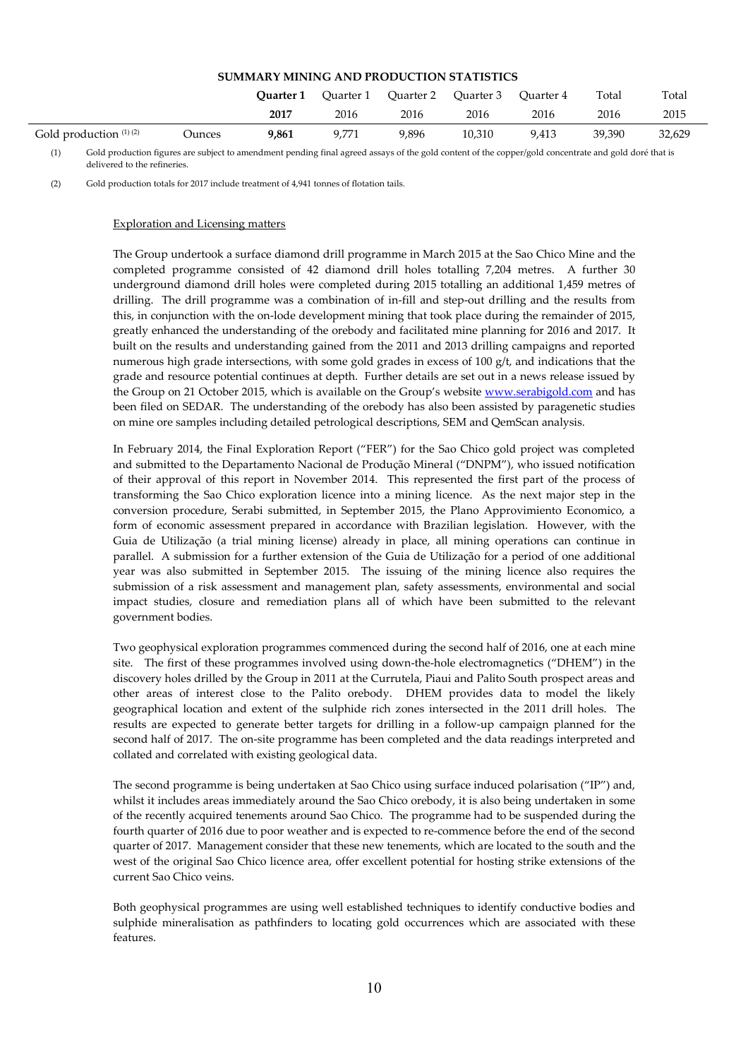**SUMMARY MINING AND PRODUCTION STATISTICS**

| | | **Quarter 1 2017** | Quarter 1 2016 | Quarter 2 2016 | Quarter 3 2016 | Quarter 4 2016 | Total 2016 | Total 2015 |
|---|---|---|---|---|---|---|---|---|
| Gold production (1) (2) | Ounces | **9,861** | 9,771 | 9,896 | 10,310 | 9,413 | 39,390 | 32,629 |

(1) Gold production figures are subject to amendment pending final agreed assays of the gold content of the copper/gold concentrate and gold doré that is delivered to the refineries.

(2) Gold production totals for 2017 include treatment of 4,941 tonnes of flotation tails.

Exploration and Licensing matters

The Group undertook a surface diamond drill programme in March 2015 at the Sao Chico Mine and the completed programme consisted of 42 diamond drill holes totalling 7,204 metres. A further 30 underground diamond drill holes were completed during 2015 totalling an additional 1,459 metres of drilling. The drill programme was a combination of in-fill and step-out drilling and the results from this, in conjunction with the on-lode development mining that took place during the remainder of 2015, greatly enhanced the understanding of the orebody and facilitated mine planning for 2016 and 2017. It built on the results and understanding gained from the 2011 and 2013 drilling campaigns and reported numerous high grade intersections, with some gold grades in excess of 100 g/t, and indications that the grade and resource potential continues at depth. Further details are set out in a news release issued by the Group on 21 October 2015, which is available on the Group's website www.serabigold.com and has been filed on SEDAR. The understanding of the orebody has also been assisted by paragenetic studies on mine ore samples including detailed petrological descriptions, SEM and QemScan analysis.

In February 2014, the Final Exploration Report ("FER") for the Sao Chico gold project was completed and submitted to the Departamento Nacional de Produção Mineral ("DNPM"), who issued notification of their approval of this report in November 2014. This represented the first part of the process of transforming the Sao Chico exploration licence into a mining licence. As the next major step in the conversion procedure, Serabi submitted, in September 2015, the Plano Approvimiento Economico, a form of economic assessment prepared in accordance with Brazilian legislation. However, with the Guia de Utilização (a trial mining license) already in place, all mining operations can continue in parallel. A submission for a further extension of the Guia de Utilização for a period of one additional year was also submitted in September 2015. The issuing of the mining licence also requires the submission of a risk assessment and management plan, safety assessments, environmental and social impact studies, closure and remediation plans all of which have been submitted to the relevant government bodies.

Two geophysical exploration programmes commenced during the second half of 2016, one at each mine site. The first of these programmes involved using down-the-hole electromagnetics ("DHEM") in the discovery holes drilled by the Group in 2011 at the Currutela, Piaui and Palito South prospect areas and other areas of interest close to the Palito orebody. DHEM provides data to model the likely geographical location and extent of the sulphide rich zones intersected in the 2011 drill holes. The results are expected to generate better targets for drilling in a follow-up campaign planned for the second half of 2017. The on-site programme has been completed and the data readings interpreted and collated and correlated with existing geological data.

The second programme is being undertaken at Sao Chico using surface induced polarisation ("IP") and, whilst it includes areas immediately around the Sao Chico orebody, it is also being undertaken in some of the recently acquired tenements around Sao Chico. The programme had to be suspended during the fourth quarter of 2016 due to poor weather and is expected to re-commence before the end of the second quarter of 2017. Management consider that these new tenements, which are located to the south and the west of the original Sao Chico licence area, offer excellent potential for hosting strike extensions of the current Sao Chico veins.

Both geophysical programmes are using well established techniques to identify conductive bodies and sulphide mineralisation as pathfinders to locating gold occurrences which are associated with these features.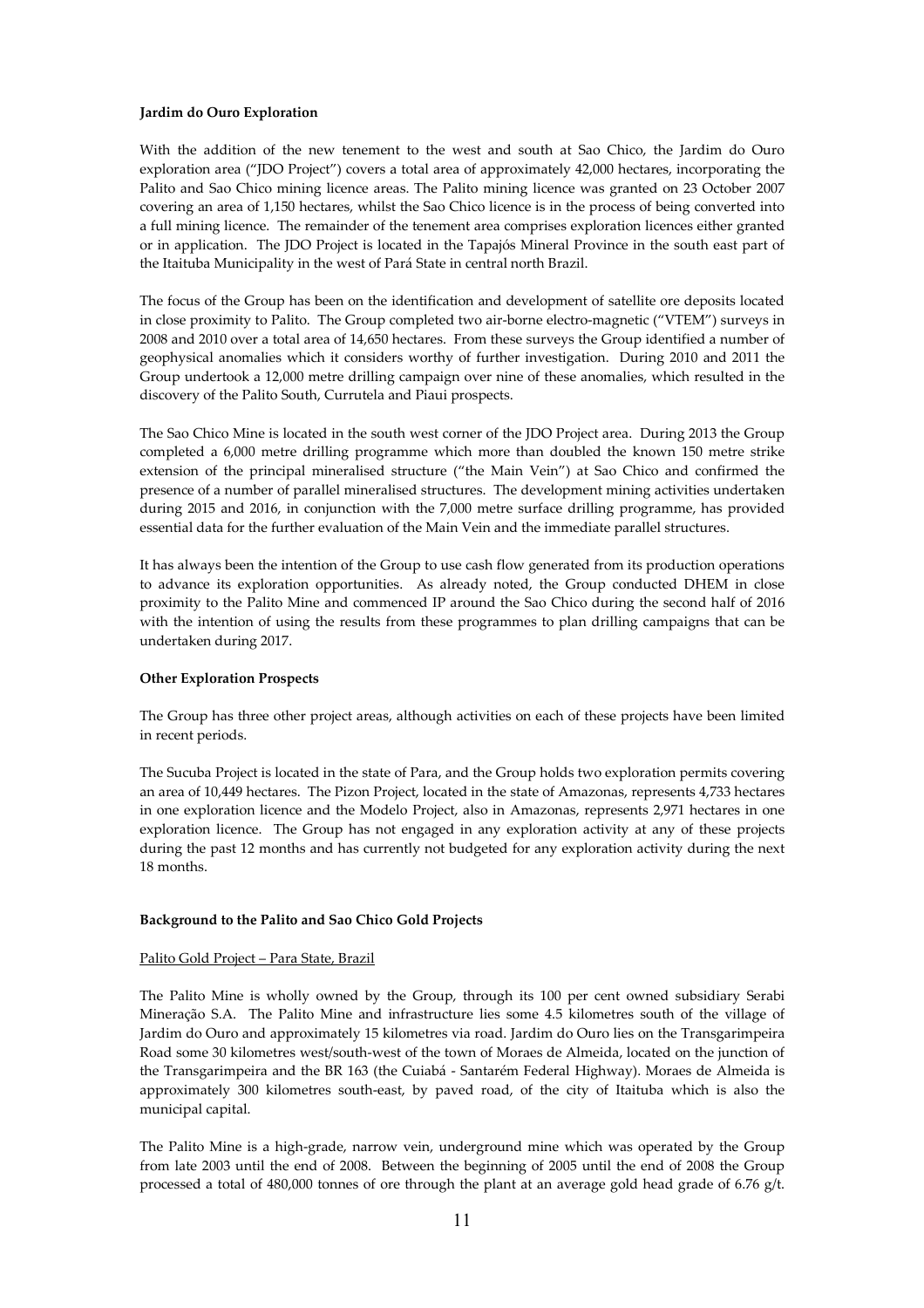**Jardim do Ouro Exploration**

With the addition of the new tenement to the west and south at Sao Chico, the Jardim do Ouro exploration area ("JDO Project") covers a total area of approximately 42,000 hectares, incorporating the Palito and Sao Chico mining licence areas. The Palito mining licence was granted on 23 October 2007 covering an area of 1,150 hectares, whilst the Sao Chico licence is in the process of being converted into a full mining licence. The remainder of the tenement area comprises exploration licences either granted or in application. The JDO Project is located in the Tapajós Mineral Province in the south east part of the Itaituba Municipality in the west of Pará State in central north Brazil.

The focus of the Group has been on the identification and development of satellite ore deposits located in close proximity to Palito. The Group completed two air-borne electro-magnetic ("VTEM") surveys in 2008 and 2010 over a total area of 14,650 hectares. From these surveys the Group identified a number of geophysical anomalies which it considers worthy of further investigation. During 2010 and 2011 the Group undertook a 12,000 metre drilling campaign over nine of these anomalies, which resulted in the discovery of the Palito South, Currutela and Piaui prospects.

The Sao Chico Mine is located in the south west corner of the JDO Project area. During 2013 the Group completed a 6,000 metre drilling programme which more than doubled the known 150 metre strike extension of the principal mineralised structure ("the Main Vein") at Sao Chico and confirmed the presence of a number of parallel mineralised structures. The development mining activities undertaken during 2015 and 2016, in conjunction with the 7,000 metre surface drilling programme, has provided essential data for the further evaluation of the Main Vein and the immediate parallel structures.

It has always been the intention of the Group to use cash flow generated from its production operations to advance its exploration opportunities. As already noted, the Group conducted DHEM in close proximity to the Palito Mine and commenced IP around the Sao Chico during the second half of 2016 with the intention of using the results from these programmes to plan drilling campaigns that can be undertaken during 2017.

**Other Exploration Prospects**

The Group has three other project areas, although activities on each of these projects have been limited in recent periods.

The Sucuba Project is located in the state of Para, and the Group holds two exploration permits covering an area of 10,449 hectares. The Pizon Project, located in the state of Amazonas, represents 4,733 hectares in one exploration licence and the Modelo Project, also in Amazonas, represents 2,971 hectares in one exploration licence. The Group has not engaged in any exploration activity at any of these projects during the past 12 months and has currently not budgeted for any exploration activity during the next 18 months.

**Background to the Palito and Sao Chico Gold Projects**

Palito Gold Project – Para State, Brazil

The Palito Mine is wholly owned by the Group, through its 100 per cent owned subsidiary Serabi Mineração S.A. The Palito Mine and infrastructure lies some 4.5 kilometres south of the village of Jardim do Ouro and approximately 15 kilometres via road. Jardim do Ouro lies on the Transgarimpeira Road some 30 kilometres west/south-west of the town of Moraes de Almeida, located on the junction of the Transgarimpeira and the BR 163 (the Cuiabá - Santarém Federal Highway). Moraes de Almeida is approximately 300 kilometres south-east, by paved road, of the city of Itaituba which is also the municipal capital.

The Palito Mine is a high-grade, narrow vein, underground mine which was operated by the Group from late 2003 until the end of 2008. Between the beginning of 2005 until the end of 2008 the Group processed a total of 480,000 tonnes of ore through the plant at an average gold head grade of 6.76 g/t.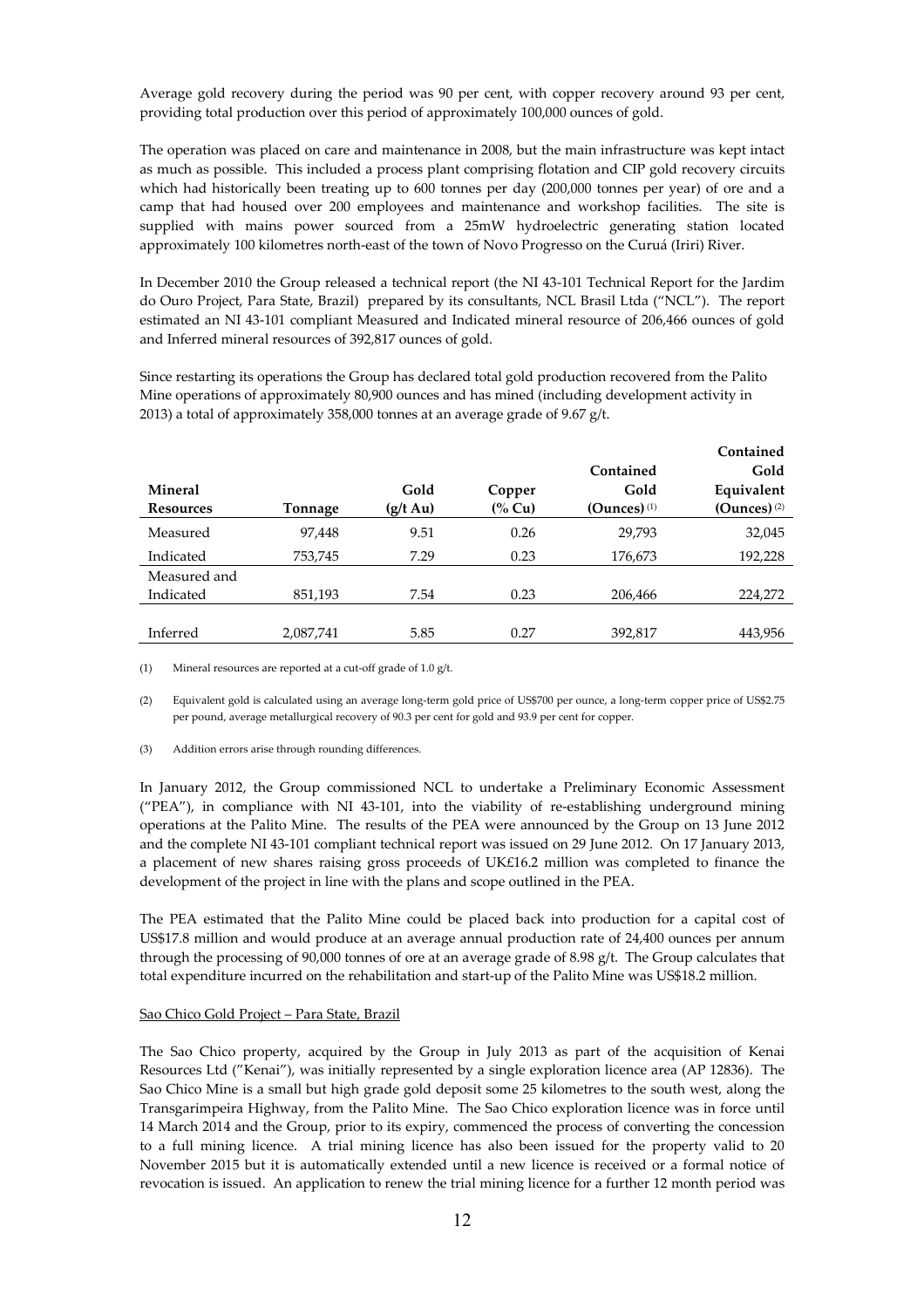Average gold recovery during the period was 90 per cent, with copper recovery around 93 per cent, providing total production over this period of approximately 100,000 ounces of gold.

The operation was placed on care and maintenance in 2008, but the main infrastructure was kept intact as much as possible. This included a process plant comprising flotation and CIP gold recovery circuits which had historically been treating up to 600 tonnes per day (200,000 tonnes per year) of ore and a camp that had housed over 200 employees and maintenance and workshop facilities. The site is supplied with mains power sourced from a 25mW hydroelectric generating station located approximately 100 kilometres north-east of the town of Novo Progresso on the Curuá (Iriri) River.

In December 2010 the Group released a technical report (the NI 43-101 Technical Report for the Jardim do Ouro Project, Para State, Brazil) prepared by its consultants, NCL Brasil Ltda ("NCL"). The report estimated an NI 43-101 compliant Measured and Indicated mineral resource of 206,466 ounces of gold and Inferred mineral resources of 392,817 ounces of gold.

Since restarting its operations the Group has declared total gold production recovered from the Palito Mine operations of approximately 80,900 ounces and has mined (including development activity in 2013) a total of approximately 358,000 tonnes at an average grade of 9.67 g/t.

| Mineral Resources | Tonnage | Gold (g/t Au) | Copper (% Cu) | Contained Gold (Ounces) (1) | Contained Gold Equivalent (Ounces) (2) |
|---|---|---|---|---|---|
| Measured | 97,448 | 9.51 | 0.26 | 29,793 | 32,045 |
| Indicated | 753,745 | 7.29 | 0.23 | 176,673 | 192,228 |
| Measured and Indicated | 851,193 | 7.54 | 0.23 | 206,466 | 224,272 |
| Inferred | 2,087,741 | 5.85 | 0.27 | 392,817 | 443,956 |

(1) Mineral resources are reported at a cut-off grade of 1.0 g/t.

(2) Equivalent gold is calculated using an average long-term gold price of US$700 per ounce, a long-term copper price of US$2.75 per pound, average metallurgical recovery of 90.3 per cent for gold and 93.9 per cent for copper.

(3) Addition errors arise through rounding differences.

In January 2012, the Group commissioned NCL to undertake a Preliminary Economic Assessment ("PEA"), in compliance with NI 43-101, into the viability of re-establishing underground mining operations at the Palito Mine. The results of the PEA were announced by the Group on 13 June 2012 and the complete NI 43-101 compliant technical report was issued on 29 June 2012. On 17 January 2013, a placement of new shares raising gross proceeds of UK£16.2 million was completed to finance the development of the project in line with the plans and scope outlined in the PEA.

The PEA estimated that the Palito Mine could be placed back into production for a capital cost of US$17.8 million and would produce at an average annual production rate of 24,400 ounces per annum through the processing of 90,000 tonnes of ore at an average grade of 8.98 g/t. The Group calculates that total expenditure incurred on the rehabilitation and start-up of the Palito Mine was US$18.2 million.

Sao Chico Gold Project – Para State, Brazil

The Sao Chico property, acquired by the Group in July 2013 as part of the acquisition of Kenai Resources Ltd ("Kenai"), was initially represented by a single exploration licence area (AP 12836). The Sao Chico Mine is a small but high grade gold deposit some 25 kilometres to the south west, along the Transgarimpeira Highway, from the Palito Mine. The Sao Chico exploration licence was in force until 14 March 2014 and the Group, prior to its expiry, commenced the process of converting the concession to a full mining licence. A trial mining licence has also been issued for the property valid to 20 November 2015 but it is automatically extended until a new licence is received or a formal notice of revocation is issued. An application to renew the trial mining licence for a further 12 month period was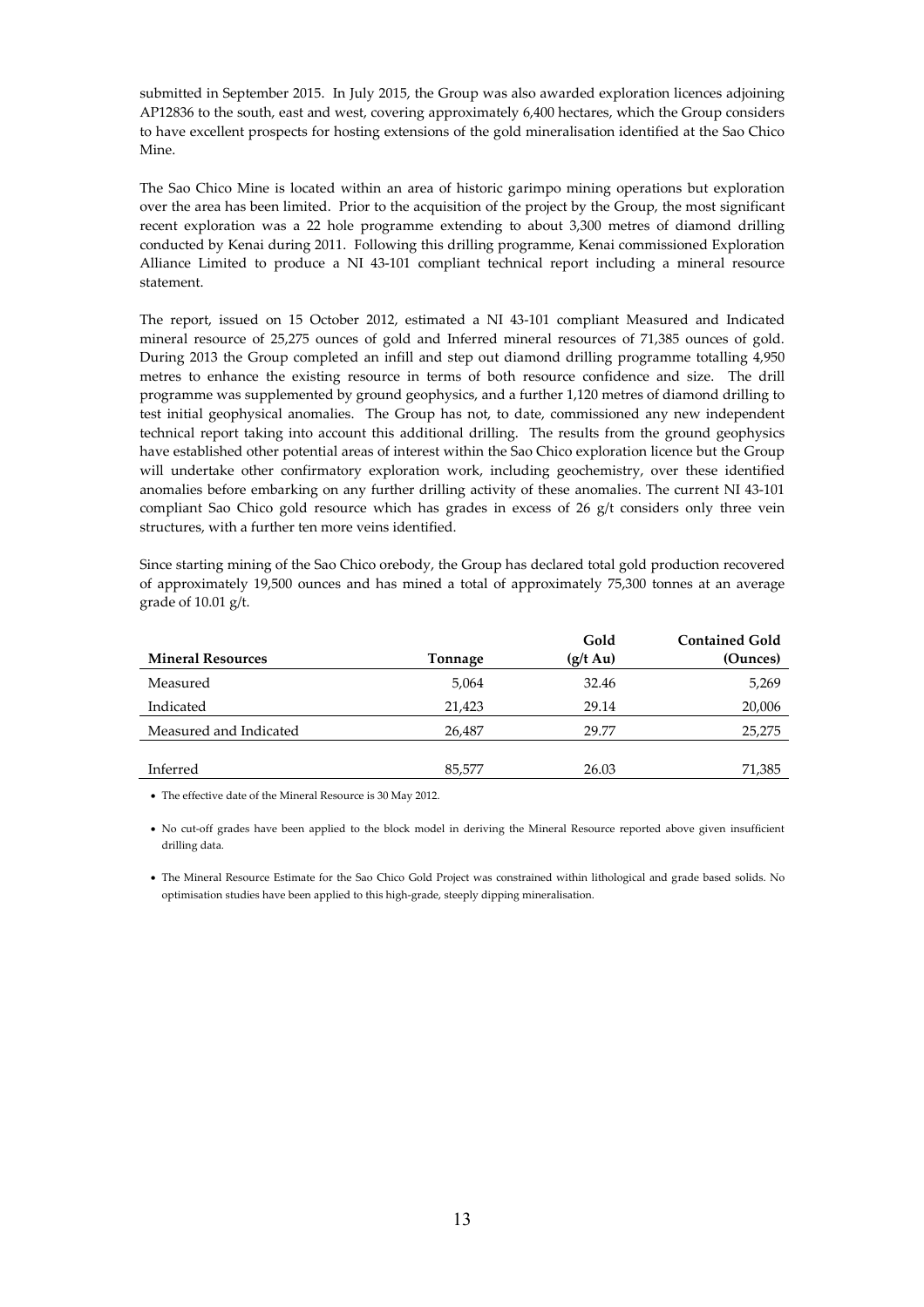submitted in September 2015. In July 2015, the Group was also awarded exploration licences adjoining AP12836 to the south, east and west, covering approximately 6,400 hectares, which the Group considers to have excellent prospects for hosting extensions of the gold mineralisation identified at the Sao Chico Mine.

The Sao Chico Mine is located within an area of historic garimpo mining operations but exploration over the area has been limited. Prior to the acquisition of the project by the Group, the most significant recent exploration was a 22 hole programme extending to about 3,300 metres of diamond drilling conducted by Kenai during 2011. Following this drilling programme, Kenai commissioned Exploration Alliance Limited to produce a NI 43-101 compliant technical report including a mineral resource statement.

The report, issued on 15 October 2012, estimated a NI 43-101 compliant Measured and Indicated mineral resource of 25,275 ounces of gold and Inferred mineral resources of 71,385 ounces of gold. During 2013 the Group completed an infill and step out diamond drilling programme totalling 4,950 metres to enhance the existing resource in terms of both resource confidence and size. The drill programme was supplemented by ground geophysics, and a further 1,120 metres of diamond drilling to test initial geophysical anomalies. The Group has not, to date, commissioned any new independent technical report taking into account this additional drilling. The results from the ground geophysics have established other potential areas of interest within the Sao Chico exploration licence but the Group will undertake other confirmatory exploration work, including geochemistry, over these identified anomalies before embarking on any further drilling activity of these anomalies. The current NI 43-101 compliant Sao Chico gold resource which has grades in excess of 26 g/t considers only three vein structures, with a further ten more veins identified.

Since starting mining of the Sao Chico orebody, the Group has declared total gold production recovered of approximately 19,500 ounces and has mined a total of approximately 75,300 tonnes at an average grade of 10.01 g/t.

| Mineral Resources | Tonnage | Gold (g/t Au) | Contained Gold (Ounces) |
|---|---|---|---|
| Measured | 5,064 | 32.46 | 5,269 |
| Indicated | 21,423 | 29.14 | 20,006 |
| Measured and Indicated | 26,487 | 29.77 | 25,275 |
| Inferred | 85,577 | 26.03 | 71,385 |

- The effective date of the Mineral Resource is 30 May 2012.
- No cut-off grades have been applied to the block model in deriving the Mineral Resource reported above given insufficient drilling data.
- The Mineral Resource Estimate for the Sao Chico Gold Project was constrained within lithological and grade based solids. No optimisation studies have been applied to this high-grade, steeply dipping mineralisation.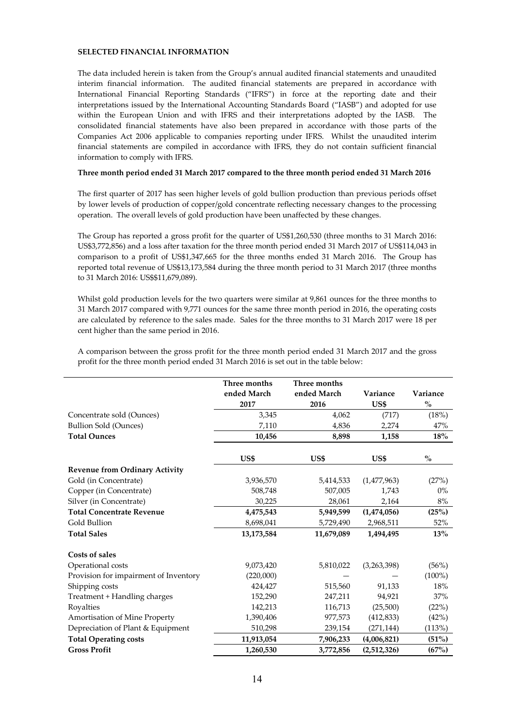**SELECTED FINANCIAL INFORMATION**

The data included herein is taken from the Group's annual audited financial statements and unaudited interim financial information. The audited financial statements are prepared in accordance with International Financial Reporting Standards ("IFRS") in force at the reporting date and their interpretations issued by the International Accounting Standards Board ("IASB") and adopted for use within the European Union and with IFRS and their interpretations adopted by the IASB. The consolidated financial statements have also been prepared in accordance with those parts of the Companies Act 2006 applicable to companies reporting under IFRS. Whilst the unaudited interim financial statements are compiled in accordance with IFRS, they do not contain sufficient financial information to comply with IFRS.

**Three month period ended 31 March 2017 compared to the three month period ended 31 March 2016**

The first quarter of 2017 has seen higher levels of gold bullion production than previous periods offset by lower levels of production of copper/gold concentrate reflecting necessary changes to the processing operation. The overall levels of gold production have been unaffected by these changes.

The Group has reported a gross profit for the quarter of US$1,260,530 (three months to 31 March 2016: US$3,772,856) and a loss after taxation for the three month period ended 31 March 2017 of US$114,043 in comparison to a profit of US$1,347,665 for the three months ended 31 March 2016. The Group has reported total revenue of US$13,173,584 during the three month period to 31 March 2017 (three months to 31 March 2016: US$$11,679,089).

Whilst gold production levels for the two quarters were similar at 9,861 ounces for the three months to 31 March 2017 compared with 9,771 ounces for the same three month period in 2016, the operating costs are calculated by reference to the sales made. Sales for the three months to 31 March 2017 were 18 per cent higher than the same period in 2016.

A comparison between the gross profit for the three month period ended 31 March 2017 and the gross profit for the three month period ended 31 March 2016 is set out in the table below:

| | Three months ended March 2017 | Three months ended March 2016 | Variance US$ | Variance % |
|---|---|---|---|---|
| Concentrate sold (Ounces) | 3,345 | 4,062 | (717) | (18%) |
| Bullion Sold (Ounces) | 7,110 | 4,836 | 2,274 | 47% |
| **Total Ounces** | **10,456** | **8,898** | **1,158** | **18%** |
| | **US$** | **US$** | **US$** | **%** |
| **Revenue from Ordinary Activity** | | | | |
| Gold (in Concentrate) | 3,936,570 | 5,414,533 | (1,477,963) | (27%) |
| Copper (in Concentrate) | 508,748 | 507,005 | 1,743 | 0% |
| Silver (in Concentrate) | 30,225 | 28,061 | 2,164 | 8% |
| **Total Concentrate Revenue** | **4,475,543** | **5,949,599** | **(1,474,056)** | **(25%)** |
| Gold Bullion | 8,698,041 | 5,729,490 | 2,968,511 | 52% |
| **Total Sales** | **13,173,584** | **11,679,089** | **1,494,495** | **13%** |
| **Costs of sales** | | | | |
| Operational costs | 9,073,420 | 5,810,022 | (3,263,398) | (56%) |
| Provision for impairment of Inventory | (220,000) | — | — | (100%) |
| Shipping costs | 424,427 | 515,560 | 91,133 | 18% |
| Treatment + Handling charges | 152,290 | 247,211 | 94,921 | 37% |
| Royalties | 142,213 | 116,713 | (25,500) | (22%) |
| Amortisation of Mine Property | 1,390,406 | 977,573 | (412,833) | (42%) |
| Depreciation of Plant & Equipment | 510,298 | 239,154 | (271,144) | (113%) |
| **Total Operating costs** | **11,913,054** | **7,906,233** | **(4,006,821)** | **(51%)** |
| **Gross Profit** | **1,260,530** | **3,772,856** | **(2,512,326)** | **(67%)** |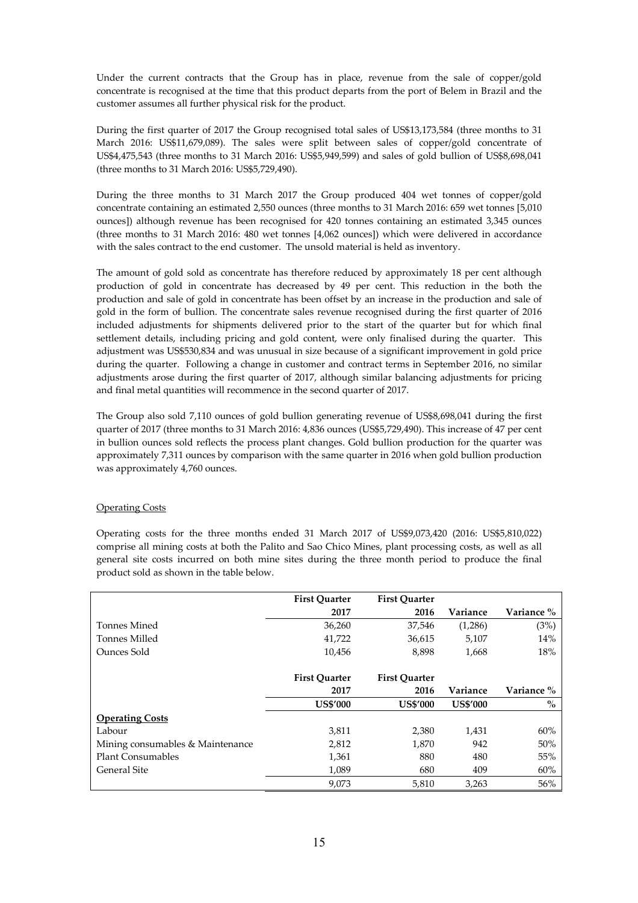Under the current contracts that the Group has in place, revenue from the sale of copper/gold concentrate is recognised at the time that this product departs from the port of Belem in Brazil and the customer assumes all further physical risk for the product.

During the first quarter of 2017 the Group recognised total sales of US$13,173,584 (three months to 31 March 2016: US$11,679,089). The sales were split between sales of copper/gold concentrate of US$4,475,543 (three months to 31 March 2016: US$5,949,599) and sales of gold bullion of US$8,698,041 (three months to 31 March 2016: US$5,729,490).

During the three months to 31 March 2017 the Group produced 404 wet tonnes of copper/gold concentrate containing an estimated 2,550 ounces (three months to 31 March 2016: 659 wet tonnes [5,010 ounces]) although revenue has been recognised for 420 tonnes containing an estimated 3,345 ounces (three months to 31 March 2016: 480 wet tonnes [4,062 ounces]) which were delivered in accordance with the sales contract to the end customer. The unsold material is held as inventory.

The amount of gold sold as concentrate has therefore reduced by approximately 18 per cent although production of gold in concentrate has decreased by 49 per cent. This reduction in the both the production and sale of gold in concentrate has been offset by an increase in the production and sale of gold in the form of bullion. The concentrate sales revenue recognised during the first quarter of 2016 included adjustments for shipments delivered prior to the start of the quarter but for which final settlement details, including pricing and gold content, were only finalised during the quarter. This adjustment was US$530,834 and was unusual in size because of a significant improvement in gold price during the quarter. Following a change in customer and contract terms in September 2016, no similar adjustments arose during the first quarter of 2017, although similar balancing adjustments for pricing and final metal quantities will recommence in the second quarter of 2017.

The Group also sold 7,110 ounces of gold bullion generating revenue of US$8,698,041 during the first quarter of 2017 (three months to 31 March 2016: 4,836 ounces (US$5,729,490). This increase of 47 per cent in bullion ounces sold reflects the process plant changes. Gold bullion production for the quarter was approximately 7,311 ounces by comparison with the same quarter in 2016 when gold bullion production was approximately 4,760 ounces.

Operating Costs

Operating costs for the three months ended 31 March 2017 of US$9,073,420 (2016: US$5,810,022) comprise all mining costs at both the Palito and Sao Chico Mines, plant processing costs, as well as all general site costs incurred on both mine sites during the three month period to produce the final product sold as shown in the table below.

| | First Quarter 2017 | First Quarter 2016 | Variance | Variance % |
|---|---|---|---|---|
| Tonnes Mined | 36,260 | 37,546 | (1,286) | (3%) |
| Tonnes Milled | 41,722 | 36,615 | 5,107 | 14% |
| Ounces Sold | 10,456 | 8,898 | 1,668 | 18% |

| | First Quarter 2017 | First Quarter 2016 | Variance | Variance % |
|---|---|---|---|---|
| | US$'000 | US$'000 | US$'000 | % |
| **Operating Costs** | | | | |
| Labour | 3,811 | 2,380 | 1,431 | 60% |
| Mining consumables & Maintenance | 2,812 | 1,870 | 942 | 50% |
| Plant Consumables | 1,361 | 880 | 480 | 55% |
| General Site | 1,089 | 680 | 409 | 60% |
| | 9,073 | 5,810 | 3,263 | 56% |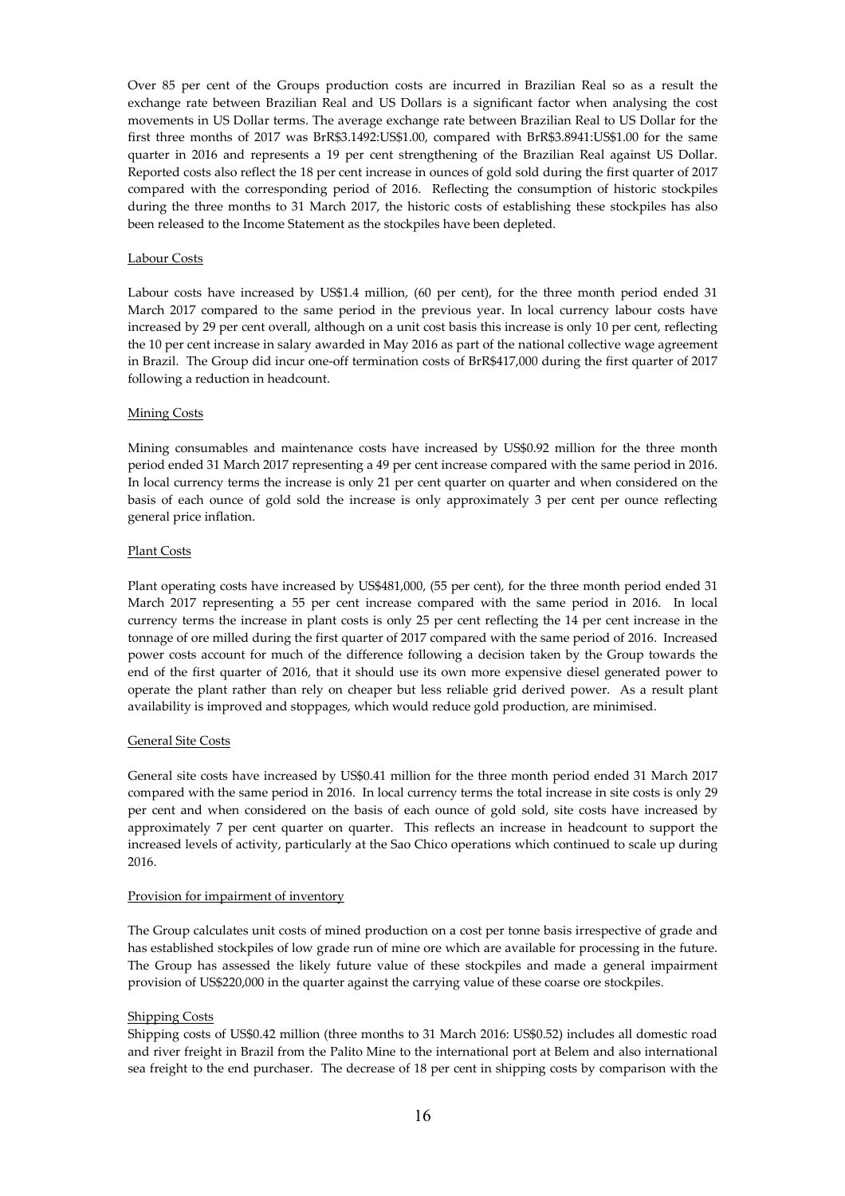Over 85 per cent of the Groups production costs are incurred in Brazilian Real so as a result the exchange rate between Brazilian Real and US Dollars is a significant factor when analysing the cost movements in US Dollar terms. The average exchange rate between Brazilian Real to US Dollar for the first three months of 2017 was BrR$3.1492:US$1.00, compared with BrR$3.8941:US$1.00 for the same quarter in 2016 and represents a 19 per cent strengthening of the Brazilian Real against US Dollar. Reported costs also reflect the 18 per cent increase in ounces of gold sold during the first quarter of 2017 compared with the corresponding period of 2016. Reflecting the consumption of historic stockpiles during the three months to 31 March 2017, the historic costs of establishing these stockpiles has also been released to the Income Statement as the stockpiles have been depleted.

Labour Costs

Labour costs have increased by US$1.4 million, (60 per cent), for the three month period ended 31 March 2017 compared to the same period in the previous year. In local currency labour costs have increased by 29 per cent overall, although on a unit cost basis this increase is only 10 per cent, reflecting the 10 per cent increase in salary awarded in May 2016 as part of the national collective wage agreement in Brazil. The Group did incur one-off termination costs of BrR$417,000 during the first quarter of 2017 following a reduction in headcount.

Mining Costs

Mining consumables and maintenance costs have increased by US$0.92 million for the three month period ended 31 March 2017 representing a 49 per cent increase compared with the same period in 2016. In local currency terms the increase is only 21 per cent quarter on quarter and when considered on the basis of each ounce of gold sold the increase is only approximately 3 per cent per ounce reflecting general price inflation.

Plant Costs

Plant operating costs have increased by US$481,000, (55 per cent), for the three month period ended 31 March 2017 representing a 55 per cent increase compared with the same period in 2016. In local currency terms the increase in plant costs is only 25 per cent reflecting the 14 per cent increase in the tonnage of ore milled during the first quarter of 2017 compared with the same period of 2016. Increased power costs account for much of the difference following a decision taken by the Group towards the end of the first quarter of 2016, that it should use its own more expensive diesel generated power to operate the plant rather than rely on cheaper but less reliable grid derived power. As a result plant availability is improved and stoppages, which would reduce gold production, are minimised.

General Site Costs

General site costs have increased by US$0.41 million for the three month period ended 31 March 2017 compared with the same period in 2016. In local currency terms the total increase in site costs is only 29 per cent and when considered on the basis of each ounce of gold sold, site costs have increased by approximately 7 per cent quarter on quarter. This reflects an increase in headcount to support the increased levels of activity, particularly at the Sao Chico operations which continued to scale up during 2016.

Provision for impairment of inventory

The Group calculates unit costs of mined production on a cost per tonne basis irrespective of grade and has established stockpiles of low grade run of mine ore which are available for processing in the future. The Group has assessed the likely future value of these stockpiles and made a general impairment provision of US$220,000 in the quarter against the carrying value of these coarse ore stockpiles.

Shipping Costs

Shipping costs of US$0.42 million (three months to 31 March 2016: US$0.52) includes all domestic road and river freight in Brazil from the Palito Mine to the international port at Belem and also international sea freight to the end purchaser. The decrease of 18 per cent in shipping costs by comparison with the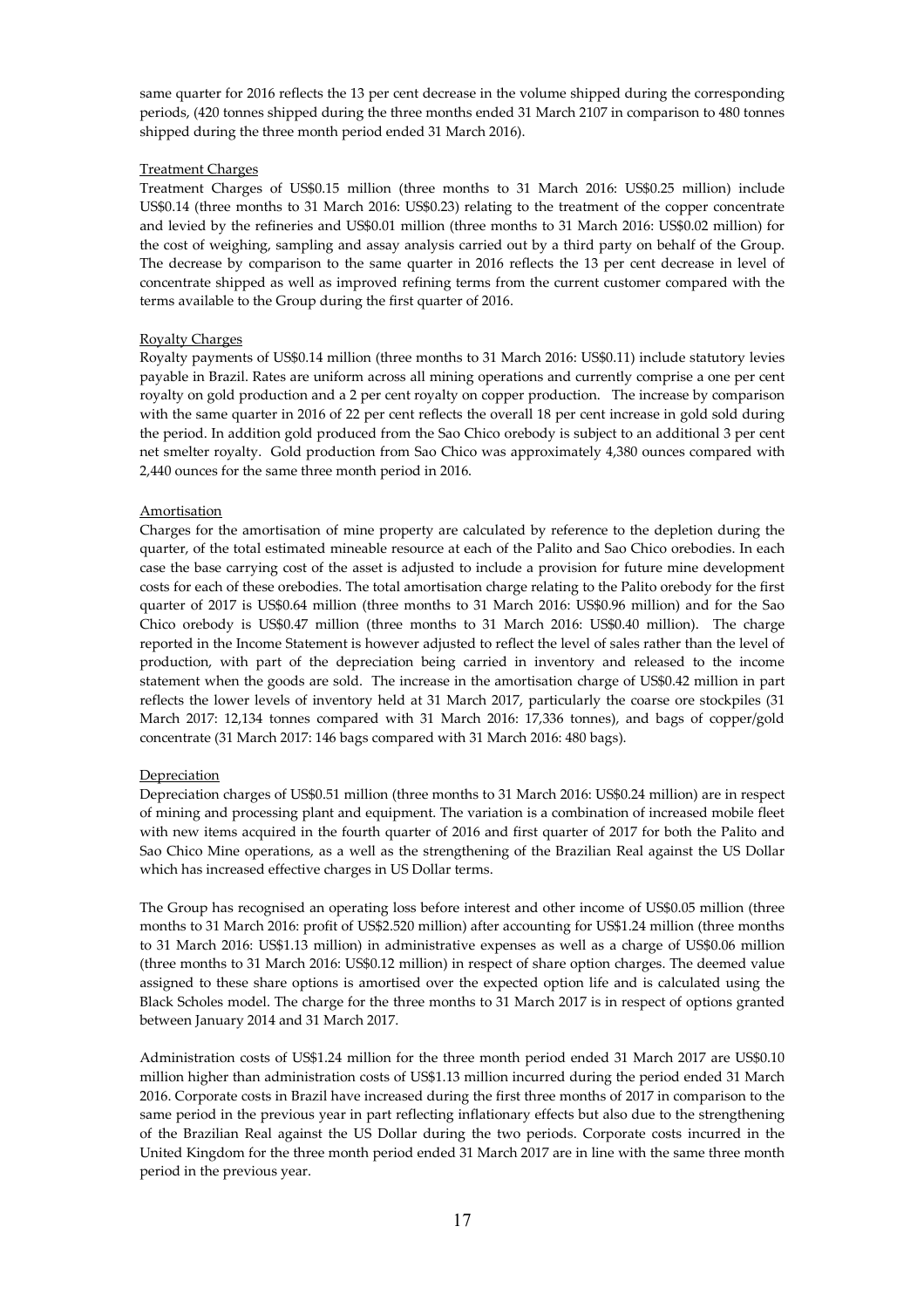same quarter for 2016 reflects the 13 per cent decrease in the volume shipped during the corresponding periods, (420 tonnes shipped during the three months ended 31 March 2107 in comparison to 480 tonnes shipped during the three month period ended 31 March 2016).

Treatment Charges

Treatment Charges of US$0.15 million (three months to 31 March 2016: US$0.25 million) include US$0.14 (three months to 31 March 2016: US$0.23) relating to the treatment of the copper concentrate and levied by the refineries and US$0.01 million (three months to 31 March 2016: US$0.02 million) for the cost of weighing, sampling and assay analysis carried out by a third party on behalf of the Group. The decrease by comparison to the same quarter in 2016 reflects the 13 per cent decrease in level of concentrate shipped as well as improved refining terms from the current customer compared with the terms available to the Group during the first quarter of 2016.

Royalty Charges

Royalty payments of US$0.14 million (three months to 31 March 2016: US$0.11) include statutory levies payable in Brazil. Rates are uniform across all mining operations and currently comprise a one per cent royalty on gold production and a 2 per cent royalty on copper production. The increase by comparison with the same quarter in 2016 of 22 per cent reflects the overall 18 per cent increase in gold sold during the period. In addition gold produced from the Sao Chico orebody is subject to an additional 3 per cent net smelter royalty. Gold production from Sao Chico was approximately 4,380 ounces compared with 2,440 ounces for the same three month period in 2016.

Amortisation

Charges for the amortisation of mine property are calculated by reference to the depletion during the quarter, of the total estimated mineable resource at each of the Palito and Sao Chico orebodies. In each case the base carrying cost of the asset is adjusted to include a provision for future mine development costs for each of these orebodies. The total amortisation charge relating to the Palito orebody for the first quarter of 2017 is US$0.64 million (three months to 31 March 2016: US$0.96 million) and for the Sao Chico orebody is US$0.47 million (three months to 31 March 2016: US$0.40 million). The charge reported in the Income Statement is however adjusted to reflect the level of sales rather than the level of production, with part of the depreciation being carried in inventory and released to the income statement when the goods are sold. The increase in the amortisation charge of US$0.42 million in part reflects the lower levels of inventory held at 31 March 2017, particularly the coarse ore stockpiles (31 March 2017: 12,134 tonnes compared with 31 March 2016: 17,336 tonnes), and bags of copper/gold concentrate (31 March 2017: 146 bags compared with 31 March 2016: 480 bags).

Depreciation

Depreciation charges of US$0.51 million (three months to 31 March 2016: US$0.24 million) are in respect of mining and processing plant and equipment. The variation is a combination of increased mobile fleet with new items acquired in the fourth quarter of 2016 and first quarter of 2017 for both the Palito and Sao Chico Mine operations, as a well as the strengthening of the Brazilian Real against the US Dollar which has increased effective charges in US Dollar terms.

The Group has recognised an operating loss before interest and other income of US$0.05 million (three months to 31 March 2016: profit of US$2.520 million) after accounting for US$1.24 million (three months to 31 March 2016: US$1.13 million) in administrative expenses as well as a charge of US$0.06 million (three months to 31 March 2016: US$0.12 million) in respect of share option charges. The deemed value assigned to these share options is amortised over the expected option life and is calculated using the Black Scholes model. The charge for the three months to 31 March 2017 is in respect of options granted between January 2014 and 31 March 2017.

Administration costs of US$1.24 million for the three month period ended 31 March 2017 are US$0.10 million higher than administration costs of US$1.13 million incurred during the period ended 31 March 2016. Corporate costs in Brazil have increased during the first three months of 2017 in comparison to the same period in the previous year in part reflecting inflationary effects but also due to the strengthening of the Brazilian Real against the US Dollar during the two periods. Corporate costs incurred in the United Kingdom for the three month period ended 31 March 2017 are in line with the same three month period in the previous year.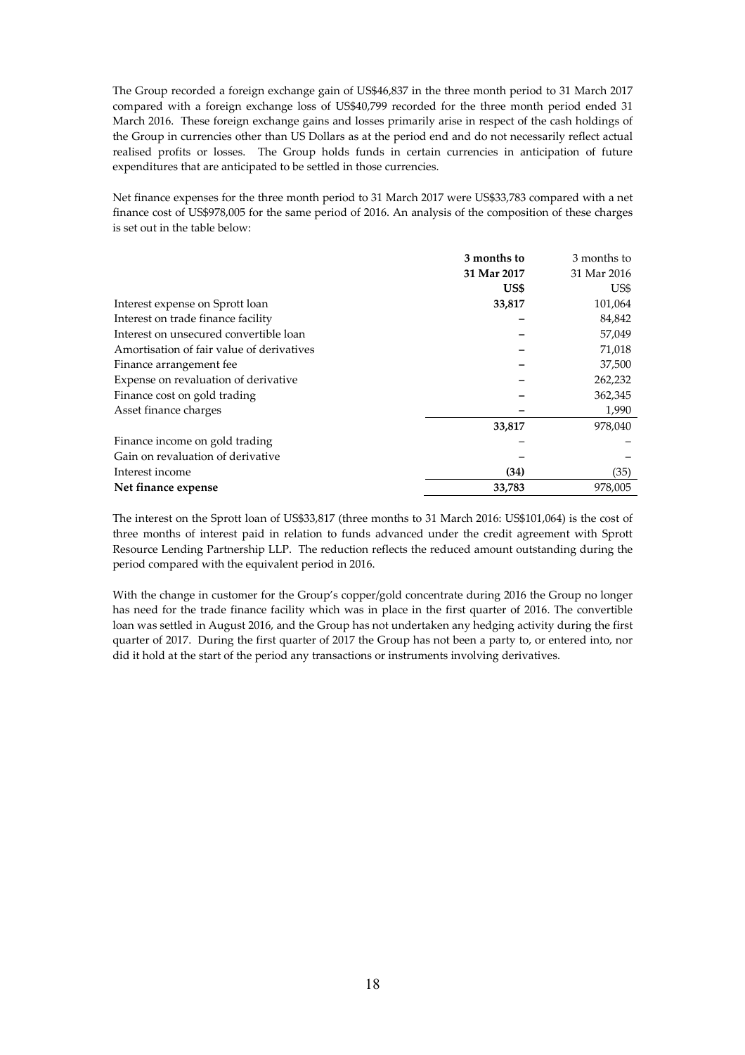The Group recorded a foreign exchange gain of US$46,837 in the three month period to 31 March 2017 compared with a foreign exchange loss of US$40,799 recorded for the three month period ended 31 March 2016. These foreign exchange gains and losses primarily arise in respect of the cash holdings of the Group in currencies other than US Dollars as at the period end and do not necessarily reflect actual realised profits or losses. The Group holds funds in certain currencies in anticipation of future expenditures that are anticipated to be settled in those currencies.

Net finance expenses for the three month period to 31 March 2017 were US$33,783 compared with a net finance cost of US$978,005 for the same period of 2016. An analysis of the composition of these charges is set out in the table below:

| | **3 months to 31 Mar 2017 US$** | 3 months to 31 Mar 2016 US$ |
|---|---|---|
| Interest expense on Sprott loan | **33,817** | 101,064 |
| Interest on trade finance facility | **–** | 84,842 |
| Interest on unsecured convertible loan | **–** | 57,049 |
| Amortisation of fair value of derivatives | **–** | 71,018 |
| Finance arrangement fee | **–** | 37,500 |
| Expense on revaluation of derivative | **–** | 262,232 |
| Finance cost on gold trading | **–** | 362,345 |
| Asset finance charges | **–** | 1,990 |
| | **33,817** | 978,040 |
| Finance income on gold trading | – | – |
| Gain on revaluation of derivative | – | – |
| Interest income | **(34)** | (35) |
| **Net finance expense** | **33,783** | 978,005 |

The interest on the Sprott loan of US$33,817 (three months to 31 March 2016: US$101,064) is the cost of three months of interest paid in relation to funds advanced under the credit agreement with Sprott Resource Lending Partnership LLP. The reduction reflects the reduced amount outstanding during the period compared with the equivalent period in 2016.

With the change in customer for the Group's copper/gold concentrate during 2016 the Group no longer has need for the trade finance facility which was in place in the first quarter of 2016. The convertible loan was settled in August 2016, and the Group has not undertaken any hedging activity during the first quarter of 2017. During the first quarter of 2017 the Group has not been a party to, or entered into, nor did it hold at the start of the period any transactions or instruments involving derivatives.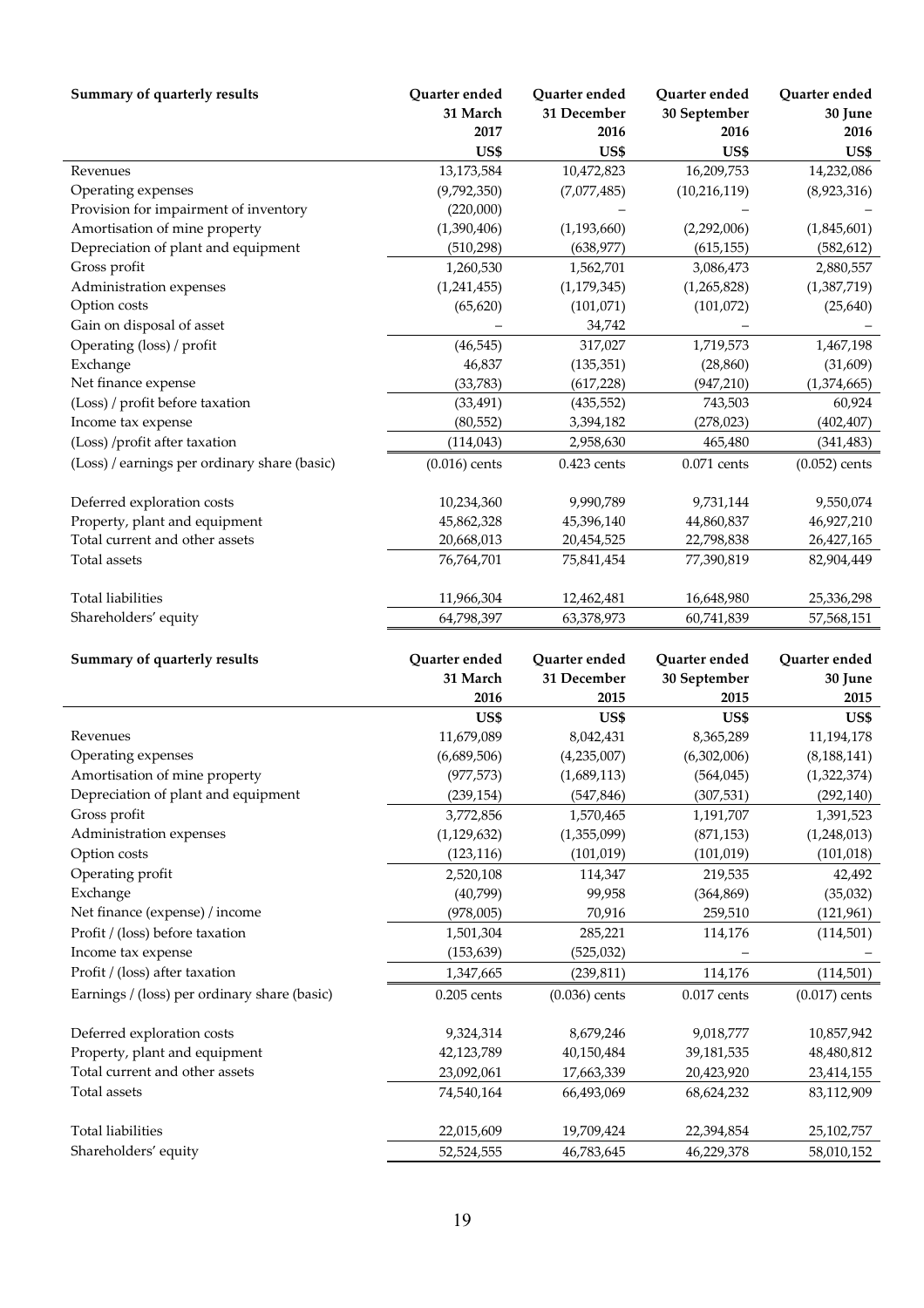| Summary of quarterly results | Quarter ended 31 March 2017 US$ | Quarter ended 31 December 2016 US$ | Quarter ended 30 September 2016 US$ | Quarter ended 30 June 2016 US$ |
|---|---|---|---|---|
| Revenues | 13,173,584 | 10,472,823 | 16,209,753 | 14,232,086 |
| Operating expenses | (9,792,350) | (7,077,485) | (10,216,119) | (8,923,316) |
| Provision for impairment of inventory | (220,000) | – | – | – |
| Amortisation of mine property | (1,390,406) | (1,193,660) | (2,292,006) | (1,845,601) |
| Depreciation of plant and equipment | (510,298) | (638,977) | (615,155) | (582,612) |
| Gross profit | 1,260,530 | 1,562,701 | 3,086,473 | 2,880,557 |
| Administration expenses | (1,241,455) | (1,179,345) | (1,265,828) | (1,387,719) |
| Option costs | (65,620) | (101,071) | (101,072) | (25,640) |
| Gain on disposal of asset | – | 34,742 | – | – |
| Operating (loss) / profit | (46,545) | 317,027 | 1,719,573 | 1,467,198 |
| Exchange | 46,837 | (135,351) | (28,860) | (31,609) |
| Net finance expense | (33,783) | (617,228) | (947,210) | (1,374,665) |
| (Loss) / profit before taxation | (33,491) | (435,552) | 743,503 | 60,924 |
| Income tax expense | (80,552) | 3,394,182 | (278,023) | (402,407) |
| (Loss) /profit after taxation | (114,043) | 2,958,630 | 465,480 | (341,483) |
| (Loss) / earnings per ordinary share (basic) | (0.016) cents | 0.423 cents | 0.071 cents | (0.052) cents |
| | | | | |
| Deferred exploration costs | 10,234,360 | 9,990,789 | 9,731,144 | 9,550,074 |
| Property, plant and equipment | 45,862,328 | 45,396,140 | 44,860,837 | 46,927,210 |
| Total current and other assets | 20,668,013 | 20,454,525 | 22,798,838 | 26,427,165 |
| Total assets | 76,764,701 | 75,841,454 | 77,390,819 | 82,904,449 |
| | | | | |
| Total liabilities | 11,966,304 | 12,462,481 | 16,648,980 | 25,336,298 |
| Shareholders' equity | 64,798,397 | 63,378,973 | 60,741,839 | 57,568,151 |

| Summary of quarterly results | Quarter ended 31 March 2016 US$ | Quarter ended 31 December 2015 US$ | Quarter ended 30 September 2015 US$ | Quarter ended 30 June 2015 US$ |
|---|---|---|---|---|
| Revenues | 11,679,089 | 8,042,431 | 8,365,289 | 11,194,178 |
| Operating expenses | (6,689,506) | (4,235,007) | (6,302,006) | (8,188,141) |
| Amortisation of mine property | (977,573) | (1,689,113) | (564,045) | (1,322,374) |
| Depreciation of plant and equipment | (239,154) | (547,846) | (307,531) | (292,140) |
| Gross profit | 3,772,856 | 1,570,465 | 1,191,707 | 1,391,523 |
| Administration expenses | (1,129,632) | (1,355,099) | (871,153) | (1,248,013) |
| Option costs | (123,116) | (101,019) | (101,019) | (101,018) |
| Operating profit | 2,520,108 | 114,347 | 219,535 | 42,492 |
| Exchange | (40,799) | 99,958 | (364,869) | (35,032) |
| Net finance (expense) / income | (978,005) | 70,916 | 259,510 | (121,961) |
| Profit / (loss) before taxation | 1,501,304 | 285,221 | 114,176 | (114,501) |
| Income tax expense | (153,639) | (525,032) | – | – |
| Profit / (loss) after taxation | 1,347,665 | (239,811) | 114,176 | (114,501) |
| Earnings / (loss) per ordinary share (basic) | 0.205 cents | (0.036) cents | 0.017 cents | (0.017) cents |
| | | | | |
| Deferred exploration costs | 9,324,314 | 8,679,246 | 9,018,777 | 10,857,942 |
| Property, plant and equipment | 42,123,789 | 40,150,484 | 39,181,535 | 48,480,812 |
| Total current and other assets | 23,092,061 | 17,663,339 | 20,423,920 | 23,414,155 |
| Total assets | 74,540,164 | 66,493,069 | 68,624,232 | 83,112,909 |
| | | | | |
| Total liabilities | 22,015,609 | 19,709,424 | 22,394,854 | 25,102,757 |
| Shareholders' equity | 52,524,555 | 46,783,645 | 46,229,378 | 58,010,152 |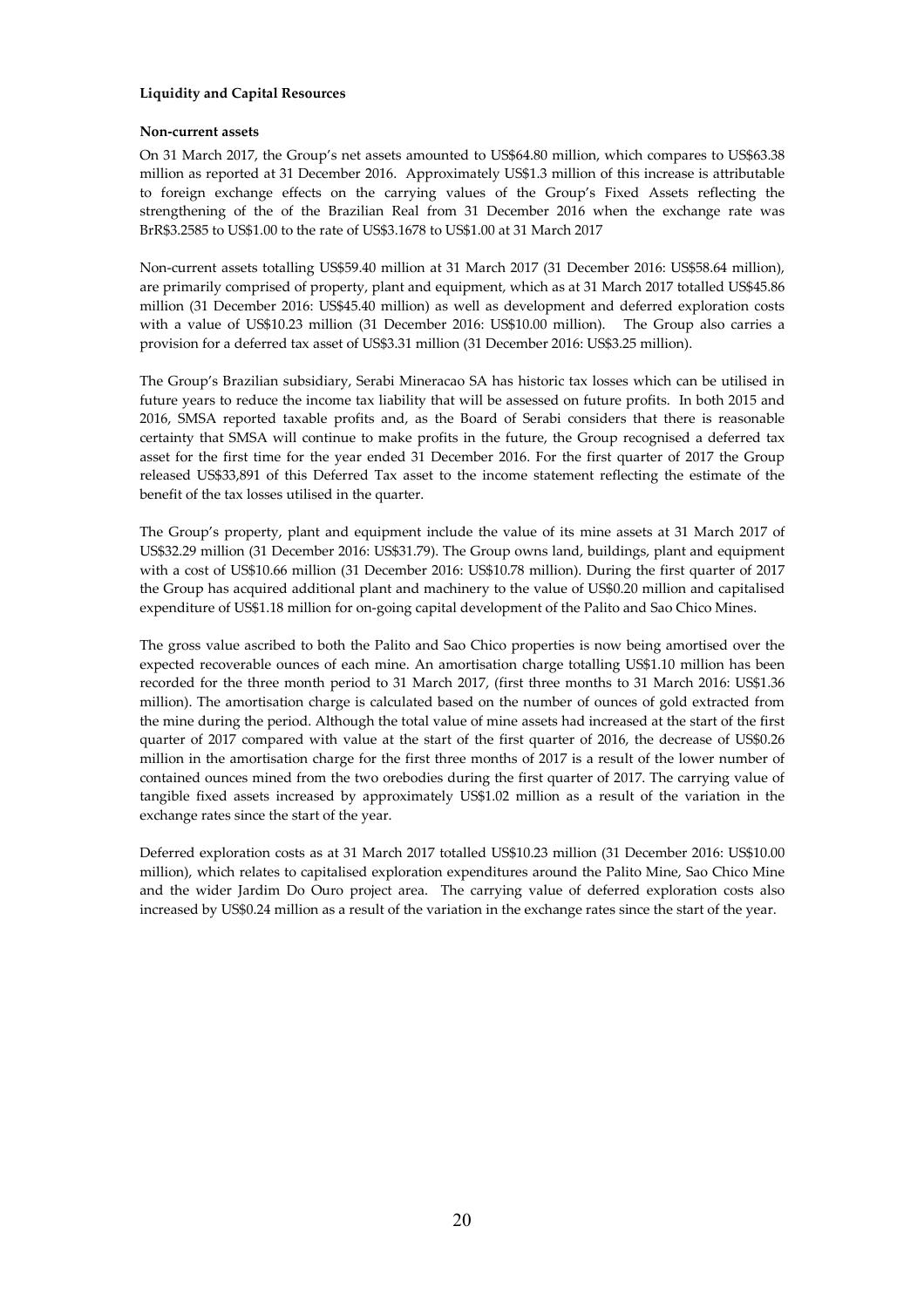**Liquidity and Capital Resources**

**Non-current assets**

On 31 March 2017, the Group's net assets amounted to US$64.80 million, which compares to US$63.38 million as reported at 31 December 2016. Approximately US$1.3 million of this increase is attributable to foreign exchange effects on the carrying values of the Group's Fixed Assets reflecting the strengthening of the of the Brazilian Real from 31 December 2016 when the exchange rate was BrR$3.2585 to US$1.00 to the rate of US$3.1678 to US$1.00 at 31 March 2017

Non-current assets totalling US$59.40 million at 31 March 2017 (31 December 2016: US$58.64 million), are primarily comprised of property, plant and equipment, which as at 31 March 2017 totalled US$45.86 million (31 December 2016: US$45.40 million) as well as development and deferred exploration costs with a value of US$10.23 million (31 December 2016: US$10.00 million). The Group also carries a provision for a deferred tax asset of US$3.31 million (31 December 2016: US$3.25 million).

The Group's Brazilian subsidiary, Serabi Mineracao SA has historic tax losses which can be utilised in future years to reduce the income tax liability that will be assessed on future profits. In both 2015 and 2016, SMSA reported taxable profits and, as the Board of Serabi considers that there is reasonable certainty that SMSA will continue to make profits in the future, the Group recognised a deferred tax asset for the first time for the year ended 31 December 2016. For the first quarter of 2017 the Group released US$33,891 of this Deferred Tax asset to the income statement reflecting the estimate of the benefit of the tax losses utilised in the quarter.

The Group's property, plant and equipment include the value of its mine assets at 31 March 2017 of US$32.29 million (31 December 2016: US$31.79). The Group owns land, buildings, plant and equipment with a cost of US$10.66 million (31 December 2016: US$10.78 million). During the first quarter of 2017 the Group has acquired additional plant and machinery to the value of US$0.20 million and capitalised expenditure of US$1.18 million for on-going capital development of the Palito and Sao Chico Mines.

The gross value ascribed to both the Palito and Sao Chico properties is now being amortised over the expected recoverable ounces of each mine. An amortisation charge totalling US$1.10 million has been recorded for the three month period to 31 March 2017, (first three months to 31 March 2016: US$1.36 million). The amortisation charge is calculated based on the number of ounces of gold extracted from the mine during the period. Although the total value of mine assets had increased at the start of the first quarter of 2017 compared with value at the start of the first quarter of 2016, the decrease of US$0.26 million in the amortisation charge for the first three months of 2017 is a result of the lower number of contained ounces mined from the two orebodies during the first quarter of 2017. The carrying value of tangible fixed assets increased by approximately US$1.02 million as a result of the variation in the exchange rates since the start of the year.

Deferred exploration costs as at 31 March 2017 totalled US$10.23 million (31 December 2016: US$10.00 million), which relates to capitalised exploration expenditures around the Palito Mine, Sao Chico Mine and the wider Jardim Do Ouro project area. The carrying value of deferred exploration costs also increased by US$0.24 million as a result of the variation in the exchange rates since the start of the year.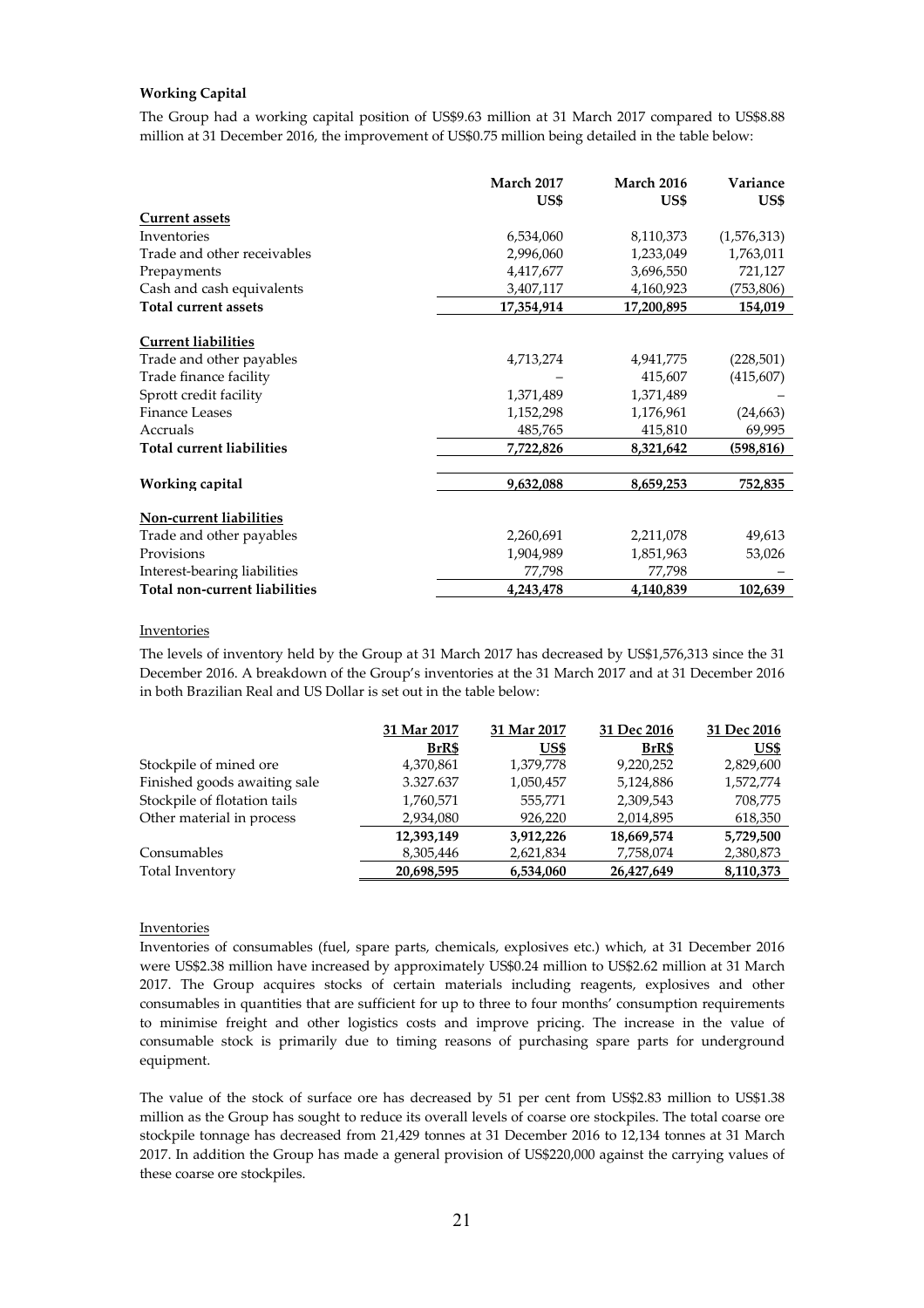**Working Capital**

The Group had a working capital position of US$9.63 million at 31 March 2017 compared to US$8.88 million at 31 December 2016, the improvement of US$0.75 million being detailed in the table below:

| | March 2017 US$ | March 2016 US$ | Variance US$ |
|---|---|---|---|
| **Current assets** | | | |
| Inventories | 6,534,060 | 8,110,373 | (1,576,313) |
| Trade and other receivables | 2,996,060 | 1,233,049 | 1,763,011 |
| Prepayments | 4,417,677 | 3,696,550 | 721,127 |
| Cash and cash equivalents | 3,407,117 | 4,160,923 | (753,806) |
| **Total current assets** | **17,354,914** | **17,200,895** | **154,019** |
| **Current liabilities** | | | |
| Trade and other payables | 4,713,274 | 4,941,775 | (228,501) |
| Trade finance facility | – | 415,607 | (415,607) |
| Sprott credit facility | 1,371,489 | 1,371,489 | – |
| Finance Leases | 1,152,298 | 1,176,961 | (24,663) |
| Accruals | 485,765 | 415,810 | 69,995 |
| **Total current liabilities** | **7,722,826** | **8,321,642** | **(598,816)** |
| **Working capital** | **9,632,088** | **8,659,253** | **752,835** |
| **Non-current liabilities** | | | |
| Trade and other payables | 2,260,691 | 2,211,078 | 49,613 |
| Provisions | 1,904,989 | 1,851,963 | 53,026 |
| Interest-bearing liabilities | 77,798 | 77,798 | – |
| **Total non-current liabilities** | **4,243,478** | **4,140,839** | **102,639** |

Inventories

The levels of inventory held by the Group at 31 March 2017 has decreased by US$1,576,313 since the 31 December 2016. A breakdown of the Group's inventories at the 31 March 2017 and at 31 December 2016 in both Brazilian Real and US Dollar is set out in the table below:

| | 31 Mar 2017 BrR$ | 31 Mar 2017 US$ | 31 Dec 2016 BrR$ | 31 Dec 2016 US$ |
|---|---|---|---|---|
| Stockpile of mined ore | 4,370,861 | 1,379,778 | 9,220,252 | 2,829,600 |
| Finished goods awaiting sale | 3.327.637 | 1,050,457 | 5,124,886 | 1,572,774 |
| Stockpile of flotation tails | 1,760,571 | 555,771 | 2,309,543 | 708,775 |
| Other material in process | 2,934,080 | 926,220 | 2,014,895 | 618,350 |
| | **12,393,149** | **3,912,226** | **18,669,574** | **5,729,500** |
| Consumables | 8,305,446 | 2,621,834 | 7,758,074 | 2,380,873 |
| Total Inventory | **20,698,595** | **6,534,060** | **26,427,649** | **8,110,373** |

Inventories

Inventories of consumables (fuel, spare parts, chemicals, explosives etc.) which, at 31 December 2016 were US$2.38 million have increased by approximately US$0.24 million to US$2.62 million at 31 March 2017. The Group acquires stocks of certain materials including reagents, explosives and other consumables in quantities that are sufficient for up to three to four months' consumption requirements to minimise freight and other logistics costs and improve pricing. The increase in the value of consumable stock is primarily due to timing reasons of purchasing spare parts for underground equipment.

The value of the stock of surface ore has decreased by 51 per cent from US$2.83 million to US$1.38 million as the Group has sought to reduce its overall levels of coarse ore stockpiles. The total coarse ore stockpile tonnage has decreased from 21,429 tonnes at 31 December 2016 to 12,134 tonnes at 31 March 2017. In addition the Group has made a general provision of US$220,000 against the carrying values of these coarse ore stockpiles.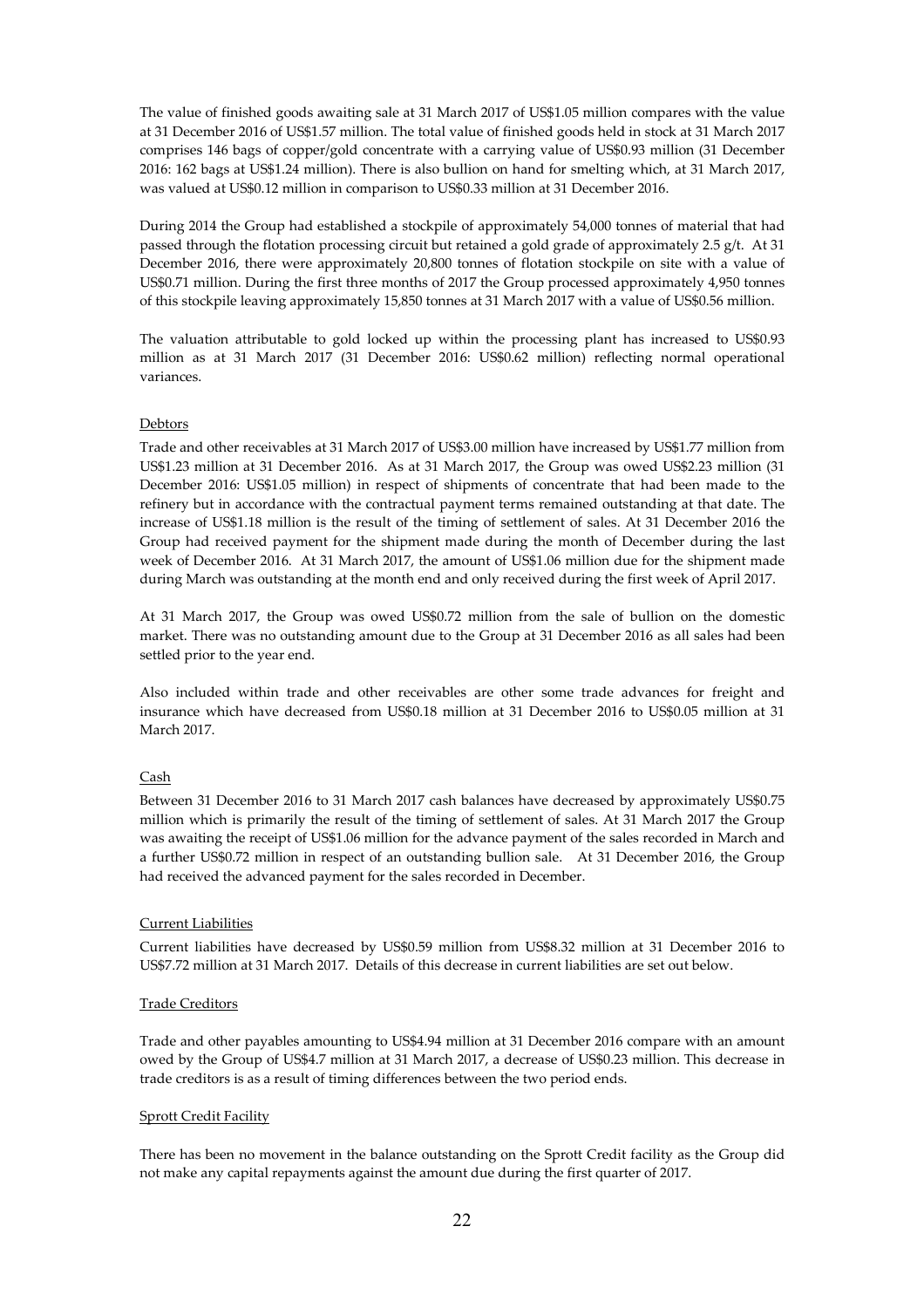The value of finished goods awaiting sale at 31 March 2017 of US$1.05 million compares with the value at 31 December 2016 of US$1.57 million. The total value of finished goods held in stock at 31 March 2017 comprises 146 bags of copper/gold concentrate with a carrying value of US$0.93 million (31 December 2016: 162 bags at US$1.24 million). There is also bullion on hand for smelting which, at 31 March 2017, was valued at US$0.12 million in comparison to US$0.33 million at 31 December 2016.

During 2014 the Group had established a stockpile of approximately 54,000 tonnes of material that had passed through the flotation processing circuit but retained a gold grade of approximately 2.5 g/t. At 31 December 2016, there were approximately 20,800 tonnes of flotation stockpile on site with a value of US$0.71 million. During the first three months of 2017 the Group processed approximately 4,950 tonnes of this stockpile leaving approximately 15,850 tonnes at 31 March 2017 with a value of US$0.56 million.

The valuation attributable to gold locked up within the processing plant has increased to US$0.93 million as at 31 March 2017 (31 December 2016: US$0.62 million) reflecting normal operational variances.

Debtors

Trade and other receivables at 31 March 2017 of US$3.00 million have increased by US$1.77 million from US$1.23 million at 31 December 2016. As at 31 March 2017, the Group was owed US$2.23 million (31 December 2016: US$1.05 million) in respect of shipments of concentrate that had been made to the refinery but in accordance with the contractual payment terms remained outstanding at that date. The increase of US$1.18 million is the result of the timing of settlement of sales. At 31 December 2016 the Group had received payment for the shipment made during the month of December during the last week of December 2016. At 31 March 2017, the amount of US$1.06 million due for the shipment made during March was outstanding at the month end and only received during the first week of April 2017.

At 31 March 2017, the Group was owed US$0.72 million from the sale of bullion on the domestic market. There was no outstanding amount due to the Group at 31 December 2016 as all sales had been settled prior to the year end.

Also included within trade and other receivables are other some trade advances for freight and insurance which have decreased from US$0.18 million at 31 December 2016 to US$0.05 million at 31 March 2017.

Cash

Between 31 December 2016 to 31 March 2017 cash balances have decreased by approximately US$0.75 million which is primarily the result of the timing of settlement of sales. At 31 March 2017 the Group was awaiting the receipt of US$1.06 million for the advance payment of the sales recorded in March and a further US$0.72 million in respect of an outstanding bullion sale. At 31 December 2016, the Group had received the advanced payment for the sales recorded in December.

Current Liabilities

Current liabilities have decreased by US$0.59 million from US$8.32 million at 31 December 2016 to US$7.72 million at 31 March 2017. Details of this decrease in current liabilities are set out below.

Trade Creditors

Trade and other payables amounting to US$4.94 million at 31 December 2016 compare with an amount owed by the Group of US$4.7 million at 31 March 2017, a decrease of US$0.23 million. This decrease in trade creditors is as a result of timing differences between the two period ends.

Sprott Credit Facility

There has been no movement in the balance outstanding on the Sprott Credit facility as the Group did not make any capital repayments against the amount due during the first quarter of 2017.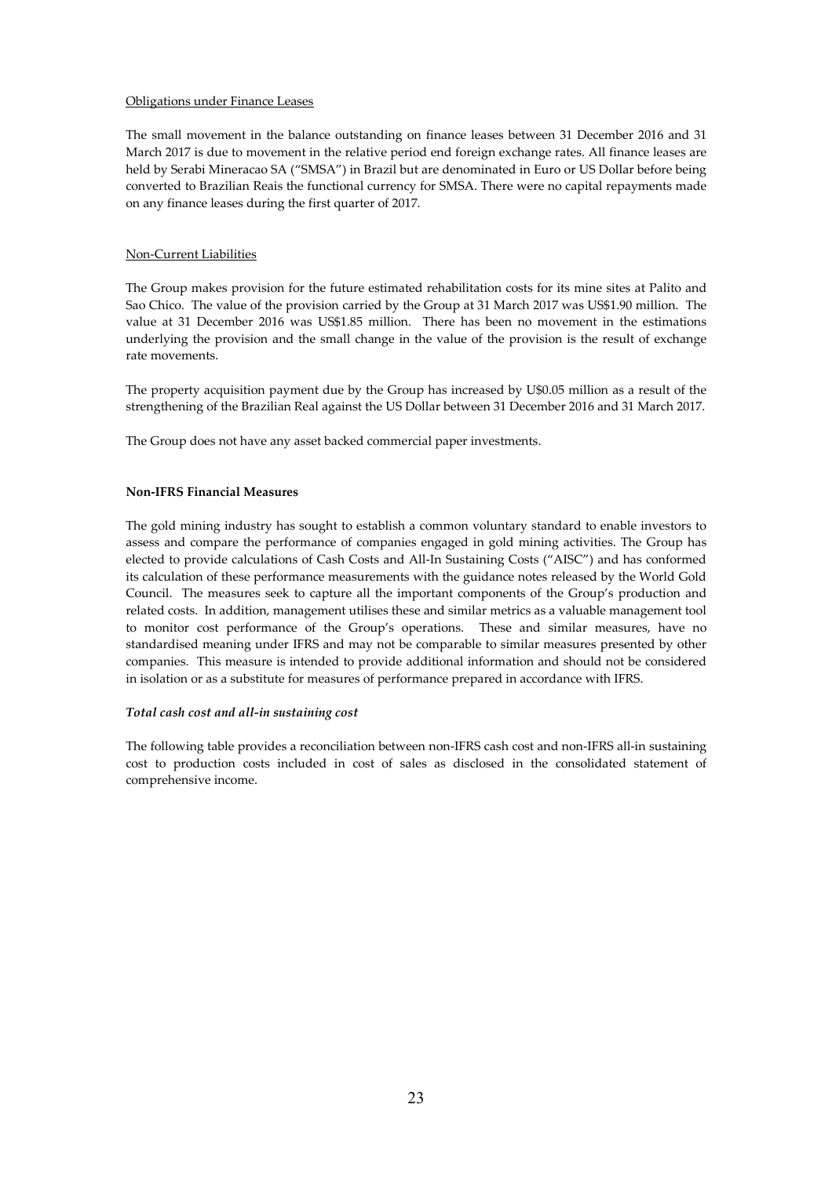Obligations under Finance Leases

The small movement in the balance outstanding on finance leases between 31 December 2016 and 31 March 2017 is due to movement in the relative period end foreign exchange rates. All finance leases are held by Serabi Mineracao SA ("SMSA") in Brazil but are denominated in Euro or US Dollar before being converted to Brazilian Reais the functional currency for SMSA. There were no capital repayments made on any finance leases during the first quarter of 2017.

Non-Current Liabilities

The Group makes provision for the future estimated rehabilitation costs for its mine sites at Palito and Sao Chico. The value of the provision carried by the Group at 31 March 2017 was US$1.90 million. The value at 31 December 2016 was US$1.85 million. There has been no movement in the estimations underlying the provision and the small change in the value of the provision is the result of exchange rate movements.

The property acquisition payment due by the Group has increased by U$0.05 million as a result of the strengthening of the Brazilian Real against the US Dollar between 31 December 2016 and 31 March 2017.

The Group does not have any asset backed commercial paper investments.

**Non-IFRS Financial Measures**

The gold mining industry has sought to establish a common voluntary standard to enable investors to assess and compare the performance of companies engaged in gold mining activities. The Group has elected to provide calculations of Cash Costs and All-In Sustaining Costs ("AISC") and has conformed its calculation of these performance measurements with the guidance notes released by the World Gold Council. The measures seek to capture all the important components of the Group's production and related costs. In addition, management utilises these and similar metrics as a valuable management tool to monitor cost performance of the Group's operations. These and similar measures, have no standardised meaning under IFRS and may not be comparable to similar measures presented by other companies. This measure is intended to provide additional information and should not be considered in isolation or as a substitute for measures of performance prepared in accordance with IFRS.

***Total cash cost and all-in sustaining cost***

The following table provides a reconciliation between non-IFRS cash cost and non-IFRS all-in sustaining cost to production costs included in cost of sales as disclosed in the consolidated statement of comprehensive income.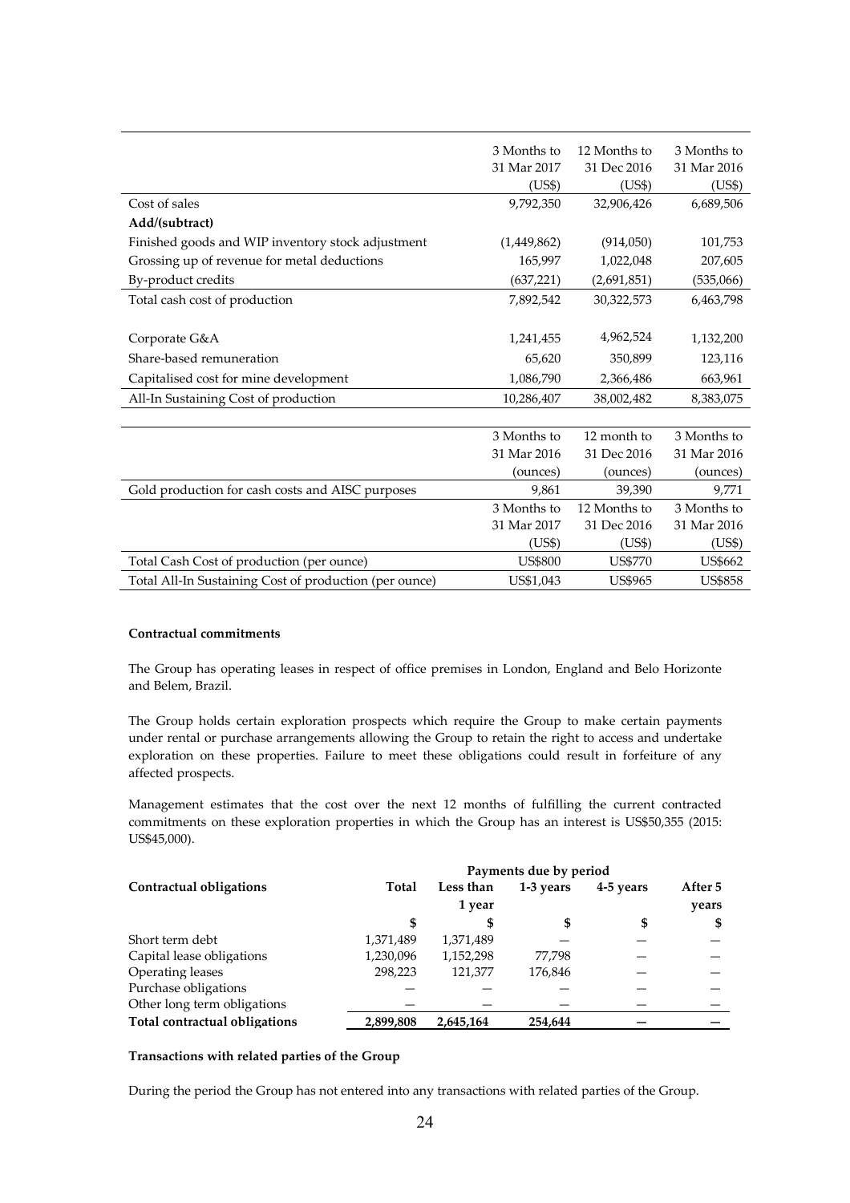| | 3 Months to 31 Mar 2017 (US$) | 12 Months to 31 Dec 2016 (US$) | 3 Months to 31 Mar 2016 (US$) |
|---|---|---|---|
| Cost of sales | 9,792,350 | 32,906,426 | 6,689,506 |
| **Add/(subtract)** | | | |
| Finished goods and WIP inventory stock adjustment | (1,449,862) | (914,050) | 101,753 |
| Grossing up of revenue for metal deductions | 165,997 | 1,022,048 | 207,605 |
| By-product credits | (637,221) | (2,691,851) | (535,066) |
| Total cash cost of production | 7,892,542 | 30,322,573 | 6,463,798 |
| | | | |
| Corporate G&A | 1,241,455 | 4,962,524 | 1,132,200 |
| Share-based remuneration | 65,620 | 350,899 | 123,116 |
| Capitalised cost for mine development | 1,086,790 | 2,366,486 | 663,961 |
| All-In Sustaining Cost of production | 10,286,407 | 38,002,482 | 8,383,075 |

| | 3 Months to 31 Mar 2016 (ounces) | 12 month to 31 Dec 2016 (ounces) | 3 Months to 31 Mar 2016 (ounces) |
|---|---|---|---|
| Gold production for cash costs and AISC purposes | 9,861 | 39,390 | 9,771 |
| | **3 Months to 31 Mar 2017 (US$)** | **12 Months to 31 Dec 2016 (US$)** | **3 Months to 31 Mar 2016 (US$)** |
| Total Cash Cost of production (per ounce) | US$800 | US$770 | US$662 |
| Total All-In Sustaining Cost of production (per ounce) | US$1,043 | US$965 | US$858 |

**Contractual commitments**

The Group has operating leases in respect of office premises in London, England and Belo Horizonte and Belem, Brazil.

The Group holds certain exploration prospects which require the Group to make certain payments under rental or purchase arrangements allowing the Group to retain the right to access and undertake exploration on these properties. Failure to meet these obligations could result in forfeiture of any affected prospects.

Management estimates that the cost over the next 12 months of fulfilling the current contracted commitments on these exploration properties in which the Group has an interest is US$50,355 (2015: US$45,000).

| | Payments due by period | | | | |
|---|---|---|---|---|---|
| **Contractual obligations** | **Total** | **Less than 1 year** | **1-3 years** | **4-5 years** | **After 5 years** |
| | **$** | **$** | **$** | **$** | **$** |
| Short term debt | 1,371,489 | 1,371,489 | — | — | — |
| Capital lease obligations | 1,230,096 | 1,152,298 | 77,798 | — | — |
| Operating leases | 298,223 | 121,377 | 176,846 | — | — |
| Purchase obligations | — | — | — | — | — |
| Other long term obligations | — | — | — | — | — |
| **Total contractual obligations** | **2,899,808** | **2,645,164** | **254,644** | **—** | **—** |

**Transactions with related parties of the Group**

During the period the Group has not entered into any transactions with related parties of the Group.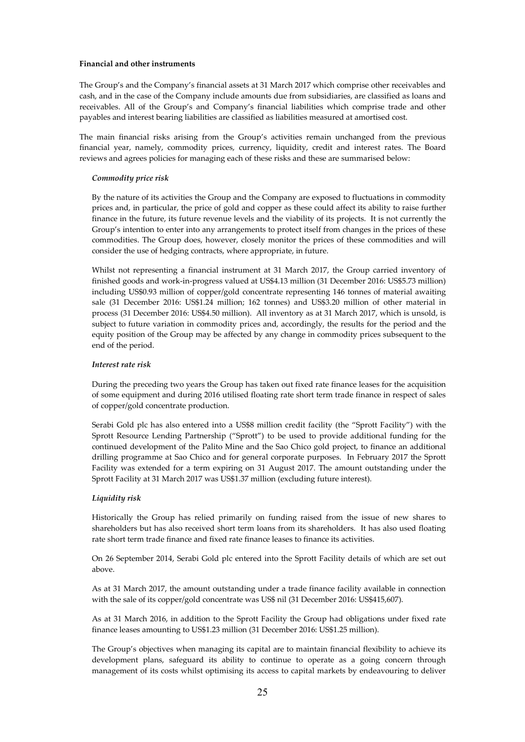**Financial and other instruments**

The Group's and the Company's financial assets at 31 March 2017 which comprise other receivables and cash, and in the case of the Company include amounts due from subsidiaries, are classified as loans and receivables. All of the Group's and Company's financial liabilities which comprise trade and other payables and interest bearing liabilities are classified as liabilities measured at amortised cost.

The main financial risks arising from the Group's activities remain unchanged from the previous financial year, namely, commodity prices, currency, liquidity, credit and interest rates. The Board reviews and agrees policies for managing each of these risks and these are summarised below:

*Commodity price risk*

By the nature of its activities the Group and the Company are exposed to fluctuations in commodity prices and, in particular, the price of gold and copper as these could affect its ability to raise further finance in the future, its future revenue levels and the viability of its projects. It is not currently the Group's intention to enter into any arrangements to protect itself from changes in the prices of these commodities. The Group does, however, closely monitor the prices of these commodities and will consider the use of hedging contracts, where appropriate, in future.

Whilst not representing a financial instrument at 31 March 2017, the Group carried inventory of finished goods and work-in-progress valued at US$4.13 million (31 December 2016: US$5.73 million) including US$0.93 million of copper/gold concentrate representing 146 tonnes of material awaiting sale (31 December 2016: US$1.24 million; 162 tonnes) and US$3.20 million of other material in process (31 December 2016: US$4.50 million). All inventory as at 31 March 2017, which is unsold, is subject to future variation in commodity prices and, accordingly, the results for the period and the equity position of the Group may be affected by any change in commodity prices subsequent to the end of the period.

*Interest rate risk*

During the preceding two years the Group has taken out fixed rate finance leases for the acquisition of some equipment and during 2016 utilised floating rate short term trade finance in respect of sales of copper/gold concentrate production.

Serabi Gold plc has also entered into a US$8 million credit facility (the "Sprott Facility") with the Sprott Resource Lending Partnership ("Sprott") to be used to provide additional funding for the continued development of the Palito Mine and the Sao Chico gold project, to finance an additional drilling programme at Sao Chico and for general corporate purposes. In February 2017 the Sprott Facility was extended for a term expiring on 31 August 2017. The amount outstanding under the Sprott Facility at 31 March 2017 was US$1.37 million (excluding future interest).

*Liquidity risk*

Historically the Group has relied primarily on funding raised from the issue of new shares to shareholders but has also received short term loans from its shareholders. It has also used floating rate short term trade finance and fixed rate finance leases to finance its activities.

On 26 September 2014, Serabi Gold plc entered into the Sprott Facility details of which are set out above.

As at 31 March 2017, the amount outstanding under a trade finance facility available in connection with the sale of its copper/gold concentrate was US$ nil (31 December 2016: US$415,607).

As at 31 March 2016, in addition to the Sprott Facility the Group had obligations under fixed rate finance leases amounting to US$1.23 million (31 December 2016: US$1.25 million).

The Group's objectives when managing its capital are to maintain financial flexibility to achieve its development plans, safeguard its ability to continue to operate as a going concern through management of its costs whilst optimising its access to capital markets by endeavouring to deliver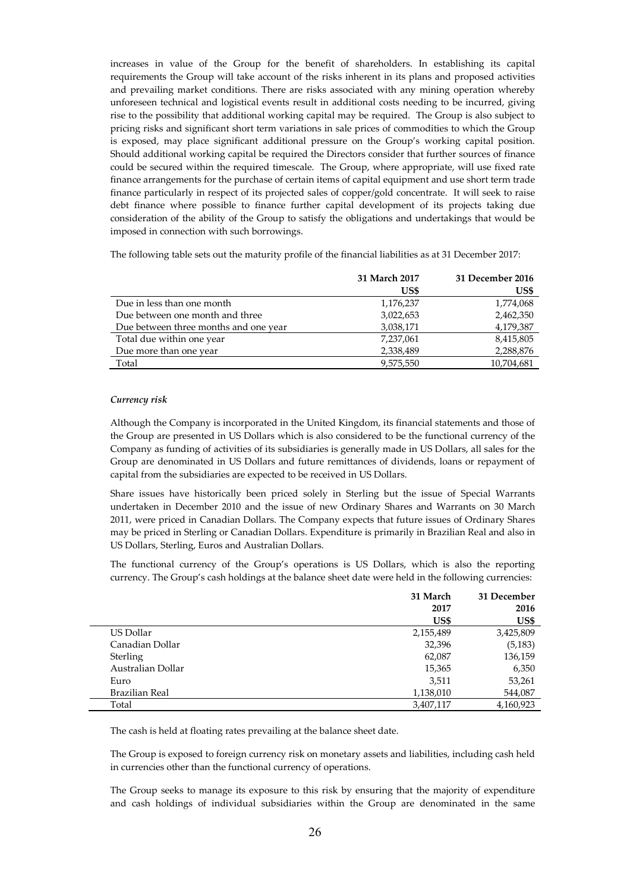increases in value of the Group for the benefit of shareholders. In establishing its capital requirements the Group will take account of the risks inherent in its plans and proposed activities and prevailing market conditions. There are risks associated with any mining operation whereby unforeseen technical and logistical events result in additional costs needing to be incurred, giving rise to the possibility that additional working capital may be required. The Group is also subject to pricing risks and significant short term variations in sale prices of commodities to which the Group is exposed, may place significant additional pressure on the Group's working capital position. Should additional working capital be required the Directors consider that further sources of finance could be secured within the required timescale. The Group, where appropriate, will use fixed rate finance arrangements for the purchase of certain items of capital equipment and use short term trade finance particularly in respect of its projected sales of copper/gold concentrate. It will seek to raise debt finance where possible to finance further capital development of its projects taking due consideration of the ability of the Group to satisfy the obligations and undertakings that would be imposed in connection with such borrowings.

The following table sets out the maturity profile of the financial liabilities as at 31 December 2017:

| | 31 March 2017 US$ | 31 December 2016 US$ |
|---|---|---|
| Due in less than one month | 1,176,237 | 1,774,068 |
| Due between one month and three | 3,022,653 | 2,462,350 |
| Due between three months and one year | 3,038,171 | 4,179,387 |
| Total due within one year | 7,237,061 | 8,415,805 |
| Due more than one year | 2,338,489 | 2,288,876 |
| Total | 9,575,550 | 10,704,681 |

*Currency risk*

Although the Company is incorporated in the United Kingdom, its financial statements and those of the Group are presented in US Dollars which is also considered to be the functional currency of the Company as funding of activities of its subsidiaries is generally made in US Dollars, all sales for the Group are denominated in US Dollars and future remittances of dividends, loans or repayment of capital from the subsidiaries are expected to be received in US Dollars.

Share issues have historically been priced solely in Sterling but the issue of Special Warrants undertaken in December 2010 and the issue of new Ordinary Shares and Warrants on 30 March 2011, were priced in Canadian Dollars. The Company expects that future issues of Ordinary Shares may be priced in Sterling or Canadian Dollars. Expenditure is primarily in Brazilian Real and also in US Dollars, Sterling, Euros and Australian Dollars.

The functional currency of the Group's operations is US Dollars, which is also the reporting currency. The Group's cash holdings at the balance sheet date were held in the following currencies:

| | 31 March 2017 US$ | 31 December 2016 US$ |
|---|---|---|
| US Dollar | 2,155,489 | 3,425,809 |
| Canadian Dollar | 32,396 | (5,183) |
| Sterling | 62,087 | 136,159 |
| Australian Dollar | 15,365 | 6,350 |
| Euro | 3,511 | 53,261 |
| Brazilian Real | 1,138,010 | 544,087 |
| Total | 3,407,117 | 4,160,923 |

The cash is held at floating rates prevailing at the balance sheet date.

The Group is exposed to foreign currency risk on monetary assets and liabilities, including cash held in currencies other than the functional currency of operations.

The Group seeks to manage its exposure to this risk by ensuring that the majority of expenditure and cash holdings of individual subsidiaries within the Group are denominated in the same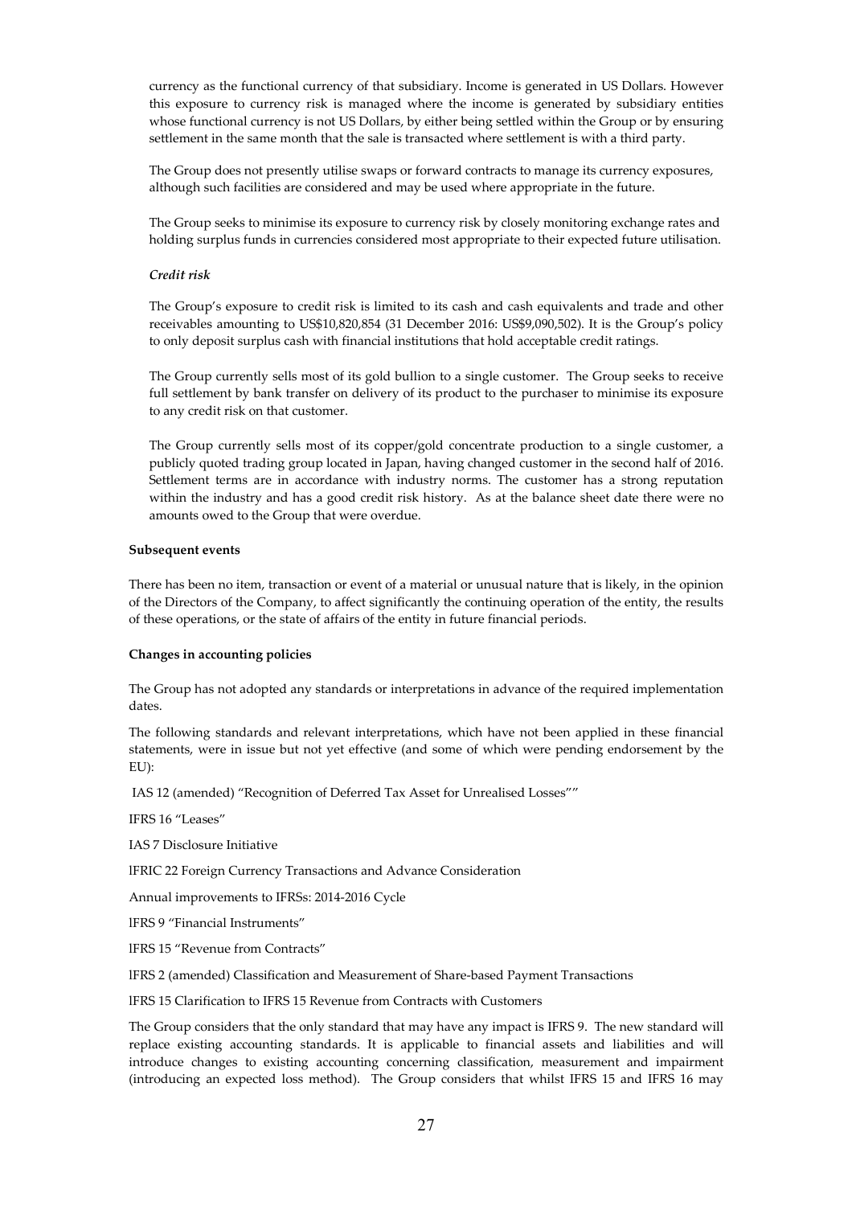currency as the functional currency of that subsidiary. Income is generated in US Dollars. However this exposure to currency risk is managed where the income is generated by subsidiary entities whose functional currency is not US Dollars, by either being settled within the Group or by ensuring settlement in the same month that the sale is transacted where settlement is with a third party.

The Group does not presently utilise swaps or forward contracts to manage its currency exposures, although such facilities are considered and may be used where appropriate in the future.

The Group seeks to minimise its exposure to currency risk by closely monitoring exchange rates and holding surplus funds in currencies considered most appropriate to their expected future utilisation.

*Credit risk*

The Group's exposure to credit risk is limited to its cash and cash equivalents and trade and other receivables amounting to US$10,820,854 (31 December 2016: US$9,090,502). It is the Group's policy to only deposit surplus cash with financial institutions that hold acceptable credit ratings.

The Group currently sells most of its gold bullion to a single customer. The Group seeks to receive full settlement by bank transfer on delivery of its product to the purchaser to minimise its exposure to any credit risk on that customer.

The Group currently sells most of its copper/gold concentrate production to a single customer, a publicly quoted trading group located in Japan, having changed customer in the second half of 2016. Settlement terms are in accordance with industry norms. The customer has a strong reputation within the industry and has a good credit risk history. As at the balance sheet date there were no amounts owed to the Group that were overdue.

**Subsequent events**

There has been no item, transaction or event of a material or unusual nature that is likely, in the opinion of the Directors of the Company, to affect significantly the continuing operation of the entity, the results of these operations, or the state of affairs of the entity in future financial periods.

**Changes in accounting policies**

The Group has not adopted any standards or interpretations in advance of the required implementation dates.

The following standards and relevant interpretations, which have not been applied in these financial statements, were in issue but not yet effective (and some of which were pending endorsement by the EU):

IAS 12 (amended) "Recognition of Deferred Tax Asset for Unrealised Losses""

IFRS 16 "Leases"

IAS 7 Disclosure Initiative

IFRIC 22 Foreign Currency Transactions and Advance Consideration

Annual improvements to IFRSs: 2014-2016 Cycle

IFRS 9 "Financial Instruments"

IFRS 15 "Revenue from Contracts"

IFRS 2 (amended) Classification and Measurement of Share-based Payment Transactions

IFRS 15 Clarification to IFRS 15 Revenue from Contracts with Customers

The Group considers that the only standard that may have any impact is IFRS 9. The new standard will replace existing accounting standards. It is applicable to financial assets and liabilities and will introduce changes to existing accounting concerning classification, measurement and impairment (introducing an expected loss method). The Group considers that whilst IFRS 15 and IFRS 16 may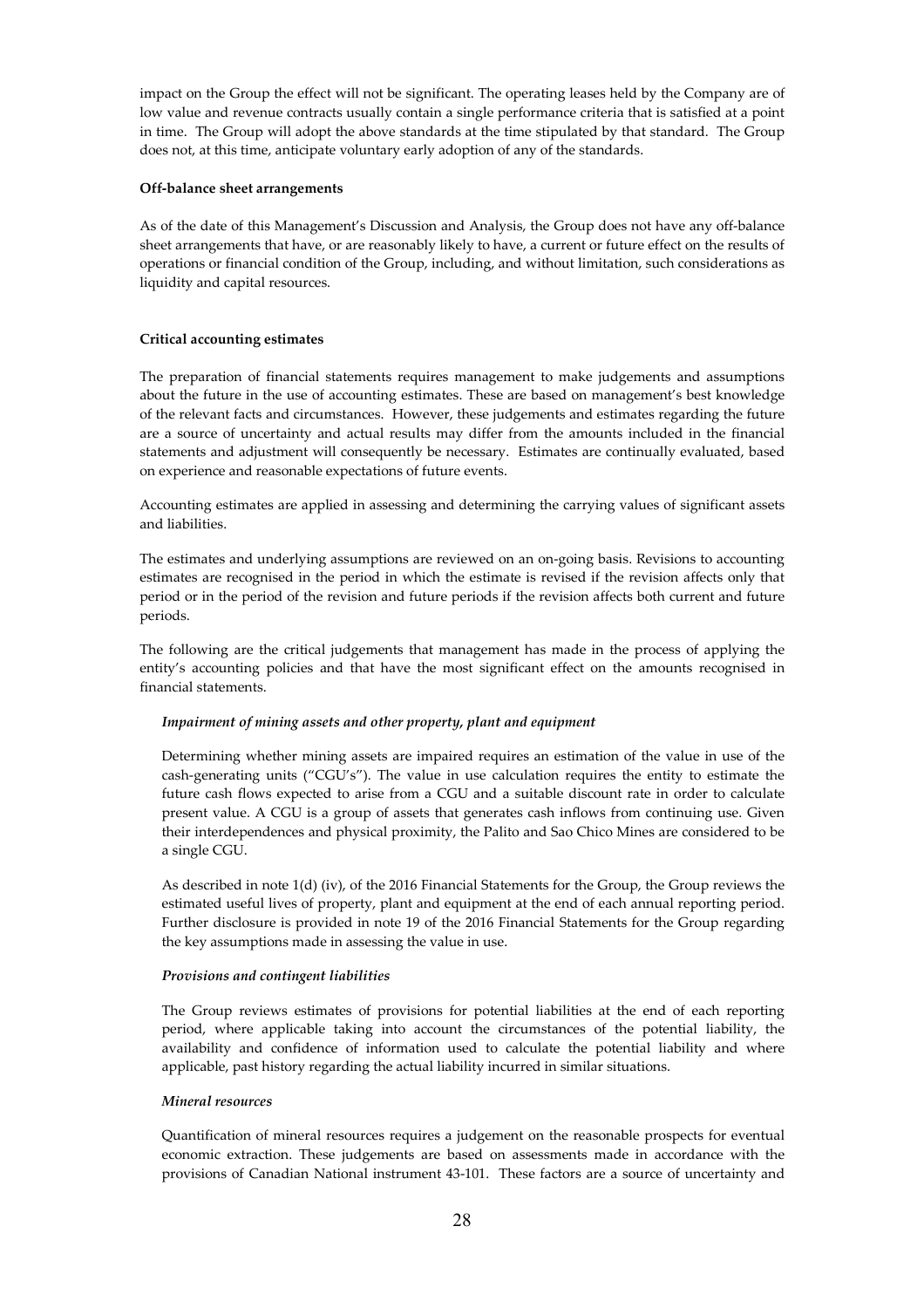impact on the Group the effect will not be significant. The operating leases held by the Company are of low value and revenue contracts usually contain a single performance criteria that is satisfied at a point in time. The Group will adopt the above standards at the time stipulated by that standard. The Group does not, at this time, anticipate voluntary early adoption of any of the standards.

**Off-balance sheet arrangements**

As of the date of this Management's Discussion and Analysis, the Group does not have any off-balance sheet arrangements that have, or are reasonably likely to have, a current or future effect on the results of operations or financial condition of the Group, including, and without limitation, such considerations as liquidity and capital resources.

**Critical accounting estimates**

The preparation of financial statements requires management to make judgements and assumptions about the future in the use of accounting estimates. These are based on management's best knowledge of the relevant facts and circumstances. However, these judgements and estimates regarding the future are a source of uncertainty and actual results may differ from the amounts included in the financial statements and adjustment will consequently be necessary. Estimates are continually evaluated, based on experience and reasonable expectations of future events.

Accounting estimates are applied in assessing and determining the carrying values of significant assets and liabilities.

The estimates and underlying assumptions are reviewed on an on-going basis. Revisions to accounting estimates are recognised in the period in which the estimate is revised if the revision affects only that period or in the period of the revision and future periods if the revision affects both current and future periods.

The following are the critical judgements that management has made in the process of applying the entity's accounting policies and that have the most significant effect on the amounts recognised in financial statements.

***Impairment of mining assets and other property, plant and equipment***

Determining whether mining assets are impaired requires an estimation of the value in use of the cash-generating units ("CGU's"). The value in use calculation requires the entity to estimate the future cash flows expected to arise from a CGU and a suitable discount rate in order to calculate present value. A CGU is a group of assets that generates cash inflows from continuing use. Given their interdependences and physical proximity, the Palito and Sao Chico Mines are considered to be a single CGU.

As described in note 1(d) (iv), of the 2016 Financial Statements for the Group, the Group reviews the estimated useful lives of property, plant and equipment at the end of each annual reporting period. Further disclosure is provided in note 19 of the 2016 Financial Statements for the Group regarding the key assumptions made in assessing the value in use.

***Provisions and contingent liabilities***

The Group reviews estimates of provisions for potential liabilities at the end of each reporting period, where applicable taking into account the circumstances of the potential liability, the availability and confidence of information used to calculate the potential liability and where applicable, past history regarding the actual liability incurred in similar situations.

***Mineral resources***

Quantification of mineral resources requires a judgement on the reasonable prospects for eventual economic extraction. These judgements are based on assessments made in accordance with the provisions of Canadian National instrument 43-101. These factors are a source of uncertainty and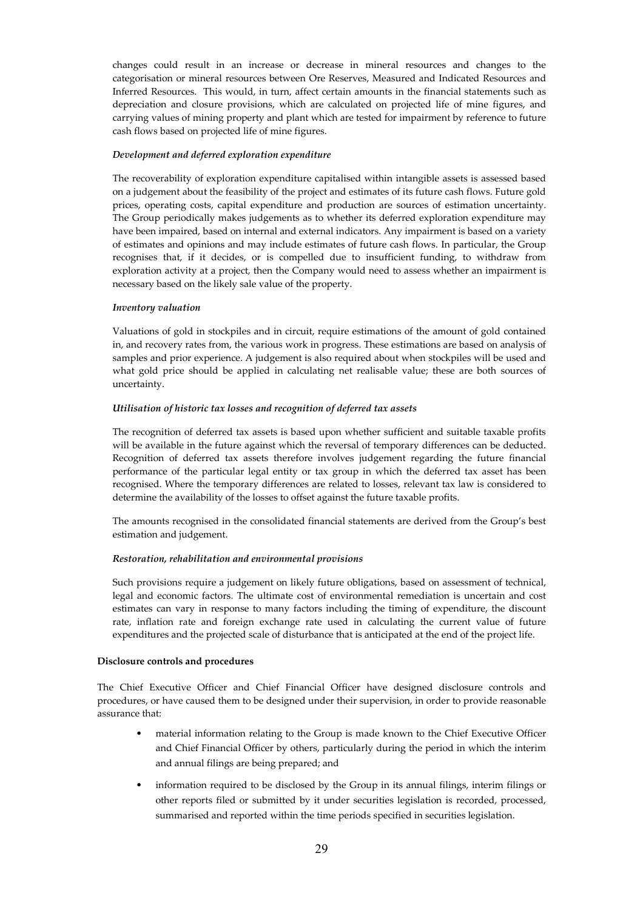changes could result in an increase or decrease in mineral resources and changes to the categorisation or mineral resources between Ore Reserves, Measured and Indicated Resources and Inferred Resources. This would, in turn, affect certain amounts in the financial statements such as depreciation and closure provisions, which are calculated on projected life of mine figures, and carrying values of mining property and plant which are tested for impairment by reference to future cash flows based on projected life of mine figures.

*Development and deferred exploration expenditure*

The recoverability of exploration expenditure capitalised within intangible assets is assessed based on a judgement about the feasibility of the project and estimates of its future cash flows. Future gold prices, operating costs, capital expenditure and production are sources of estimation uncertainty. The Group periodically makes judgements as to whether its deferred exploration expenditure may have been impaired, based on internal and external indicators. Any impairment is based on a variety of estimates and opinions and may include estimates of future cash flows. In particular, the Group recognises that, if it decides, or is compelled due to insufficient funding, to withdraw from exploration activity at a project, then the Company would need to assess whether an impairment is necessary based on the likely sale value of the property.

*Inventory valuation*

Valuations of gold in stockpiles and in circuit, require estimations of the amount of gold contained in, and recovery rates from, the various work in progress. These estimations are based on analysis of samples and prior experience. A judgement is also required about when stockpiles will be used and what gold price should be applied in calculating net realisable value; these are both sources of uncertainty.

*Utilisation of historic tax losses and recognition of deferred tax assets*

The recognition of deferred tax assets is based upon whether sufficient and suitable taxable profits will be available in the future against which the reversal of temporary differences can be deducted. Recognition of deferred tax assets therefore involves judgement regarding the future financial performance of the particular legal entity or tax group in which the deferred tax asset has been recognised. Where the temporary differences are related to losses, relevant tax law is considered to determine the availability of the losses to offset against the future taxable profits.

The amounts recognised in the consolidated financial statements are derived from the Group's best estimation and judgement.

*Restoration, rehabilitation and environmental provisions*

Such provisions require a judgement on likely future obligations, based on assessment of technical, legal and economic factors. The ultimate cost of environmental remediation is uncertain and cost estimates can vary in response to many factors including the timing of expenditure, the discount rate, inflation rate and foreign exchange rate used in calculating the current value of future expenditures and the projected scale of disturbance that is anticipated at the end of the project life.

**Disclosure controls and procedures**

The Chief Executive Officer and Chief Financial Officer have designed disclosure controls and procedures, or have caused them to be designed under their supervision, in order to provide reasonable assurance that:

- material information relating to the Group is made known to the Chief Executive Officer and Chief Financial Officer by others, particularly during the period in which the interim and annual filings are being prepared; and
- information required to be disclosed by the Group in its annual filings, interim filings or other reports filed or submitted by it under securities legislation is recorded, processed, summarised and reported within the time periods specified in securities legislation.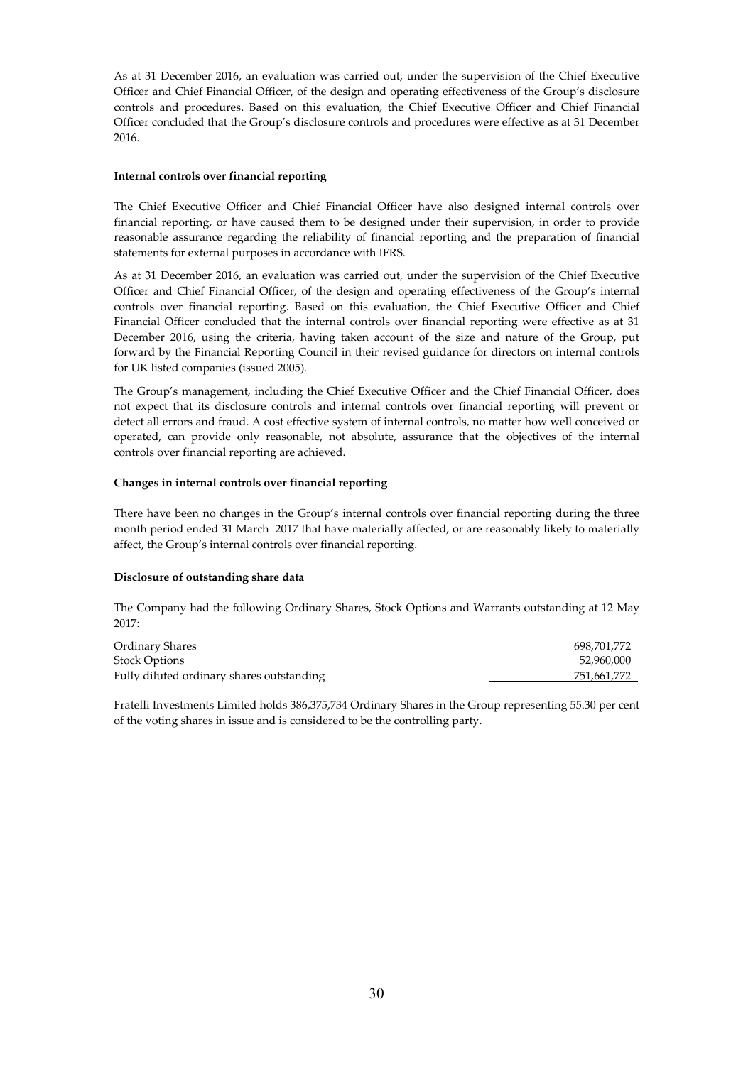As at 31 December 2016, an evaluation was carried out, under the supervision of the Chief Executive Officer and Chief Financial Officer, of the design and operating effectiveness of the Group's disclosure controls and procedures. Based on this evaluation, the Chief Executive Officer and Chief Financial Officer concluded that the Group's disclosure controls and procedures were effective as at 31 December 2016.

**Internal controls over financial reporting**

The Chief Executive Officer and Chief Financial Officer have also designed internal controls over financial reporting, or have caused them to be designed under their supervision, in order to provide reasonable assurance regarding the reliability of financial reporting and the preparation of financial statements for external purposes in accordance with IFRS.

As at 31 December 2016, an evaluation was carried out, under the supervision of the Chief Executive Officer and Chief Financial Officer, of the design and operating effectiveness of the Group's internal controls over financial reporting. Based on this evaluation, the Chief Executive Officer and Chief Financial Officer concluded that the internal controls over financial reporting were effective as at 31 December 2016, using the criteria, having taken account of the size and nature of the Group, put forward by the Financial Reporting Council in their revised guidance for directors on internal controls for UK listed companies (issued 2005).

The Group's management, including the Chief Executive Officer and the Chief Financial Officer, does not expect that its disclosure controls and internal controls over financial reporting will prevent or detect all errors and fraud. A cost effective system of internal controls, no matter how well conceived or operated, can provide only reasonable, not absolute, assurance that the objectives of the internal controls over financial reporting are achieved.

**Changes in internal controls over financial reporting**

There have been no changes in the Group's internal controls over financial reporting during the three month period ended 31 March 2017 that have materially affected, or are reasonably likely to materially affect, the Group's internal controls over financial reporting.

**Disclosure of outstanding share data**

The Company had the following Ordinary Shares, Stock Options and Warrants outstanding at 12 May 2017:

| | |
|---|---|
| Ordinary Shares | 698,701,772 |
| Stock Options | 52,960,000 |
| Fully diluted ordinary shares outstanding | 751,661,772 |

Fratelli Investments Limited holds 386,375,734 Ordinary Shares in the Group representing 55.30 per cent of the voting shares in issue and is considered to be the controlling party.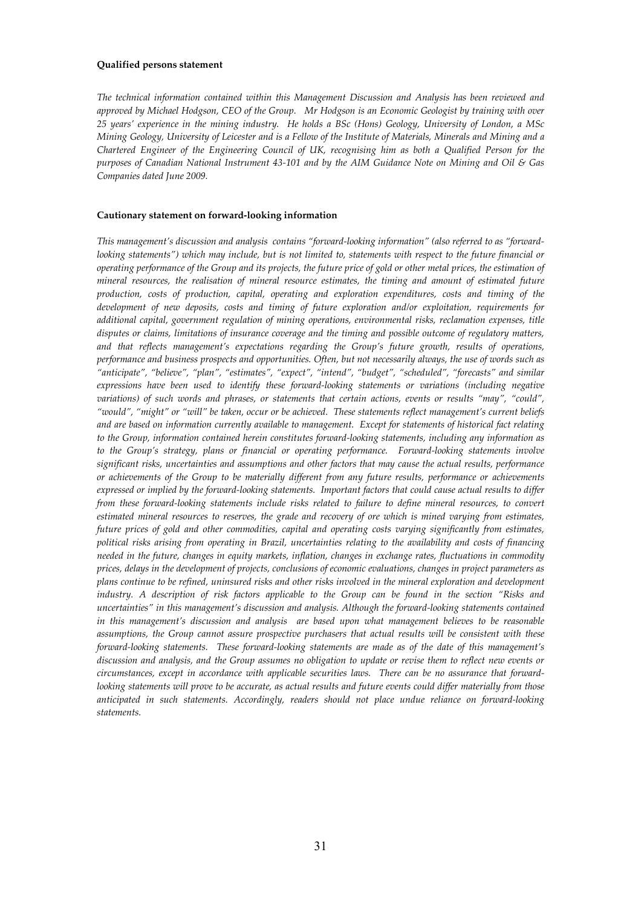**Qualified persons statement**

*The technical information contained within this Management Discussion and Analysis has been reviewed and approved by Michael Hodgson, CEO of the Group. Mr Hodgson is an Economic Geologist by training with over 25 years' experience in the mining industry. He holds a BSc (Hons) Geology, University of London, a MSc Mining Geology, University of Leicester and is a Fellow of the Institute of Materials, Minerals and Mining and a Chartered Engineer of the Engineering Council of UK, recognising him as both a Qualified Person for the purposes of Canadian National Instrument 43-101 and by the AIM Guidance Note on Mining and Oil & Gas Companies dated June 2009.*

**Cautionary statement on forward-looking information**

*This management's discussion and analysis contains "forward-looking information" (also referred to as "forward-looking statements") which may include, but is not limited to, statements with respect to the future financial or operating performance of the Group and its projects, the future price of gold or other metal prices, the estimation of mineral resources, the realisation of mineral resource estimates, the timing and amount of estimated future production, costs of production, capital, operating and exploration expenditures, costs and timing of the development of new deposits, costs and timing of future exploration and/or exploitation, requirements for additional capital, government regulation of mining operations, environmental risks, reclamation expenses, title disputes or claims, limitations of insurance coverage and the timing and possible outcome of regulatory matters, and that reflects management's expectations regarding the Group's future growth, results of operations, performance and business prospects and opportunities. Often, but not necessarily always, the use of words such as "anticipate", "believe", "plan", "estimates", "expect", "intend", "budget", "scheduled", "forecasts" and similar expressions have been used to identify these forward-looking statements or variations (including negative variations) of such words and phrases, or statements that certain actions, events or results "may", "could", "would", "might" or "will" be taken, occur or be achieved. These statements reflect management's current beliefs and are based on information currently available to management. Except for statements of historical fact relating to the Group, information contained herein constitutes forward-looking statements, including any information as to the Group's strategy, plans or financial or operating performance. Forward-looking statements involve significant risks, uncertainties and assumptions and other factors that may cause the actual results, performance or achievements of the Group to be materially different from any future results, performance or achievements expressed or implied by the forward-looking statements. Important factors that could cause actual results to differ from these forward-looking statements include risks related to failure to define mineral resources, to convert estimated mineral resources to reserves, the grade and recovery of ore which is mined varying from estimates, future prices of gold and other commodities, capital and operating costs varying significantly from estimates, political risks arising from operating in Brazil, uncertainties relating to the availability and costs of financing needed in the future, changes in equity markets, inflation, changes in exchange rates, fluctuations in commodity prices, delays in the development of projects, conclusions of economic evaluations, changes in project parameters as plans continue to be refined, uninsured risks and other risks involved in the mineral exploration and development industry. A description of risk factors applicable to the Group can be found in the section "Risks and uncertainties" in this management's discussion and analysis. Although the forward-looking statements contained in this management's discussion and analysis are based upon what management believes to be reasonable assumptions, the Group cannot assure prospective purchasers that actual results will be consistent with these forward-looking statements. These forward-looking statements are made as of the date of this management's discussion and analysis, and the Group assumes no obligation to update or revise them to reflect new events or circumstances, except in accordance with applicable securities laws. There can be no assurance that forward-looking statements will prove to be accurate, as actual results and future events could differ materially from those anticipated in such statements. Accordingly, readers should not place undue reliance on forward-looking statements.*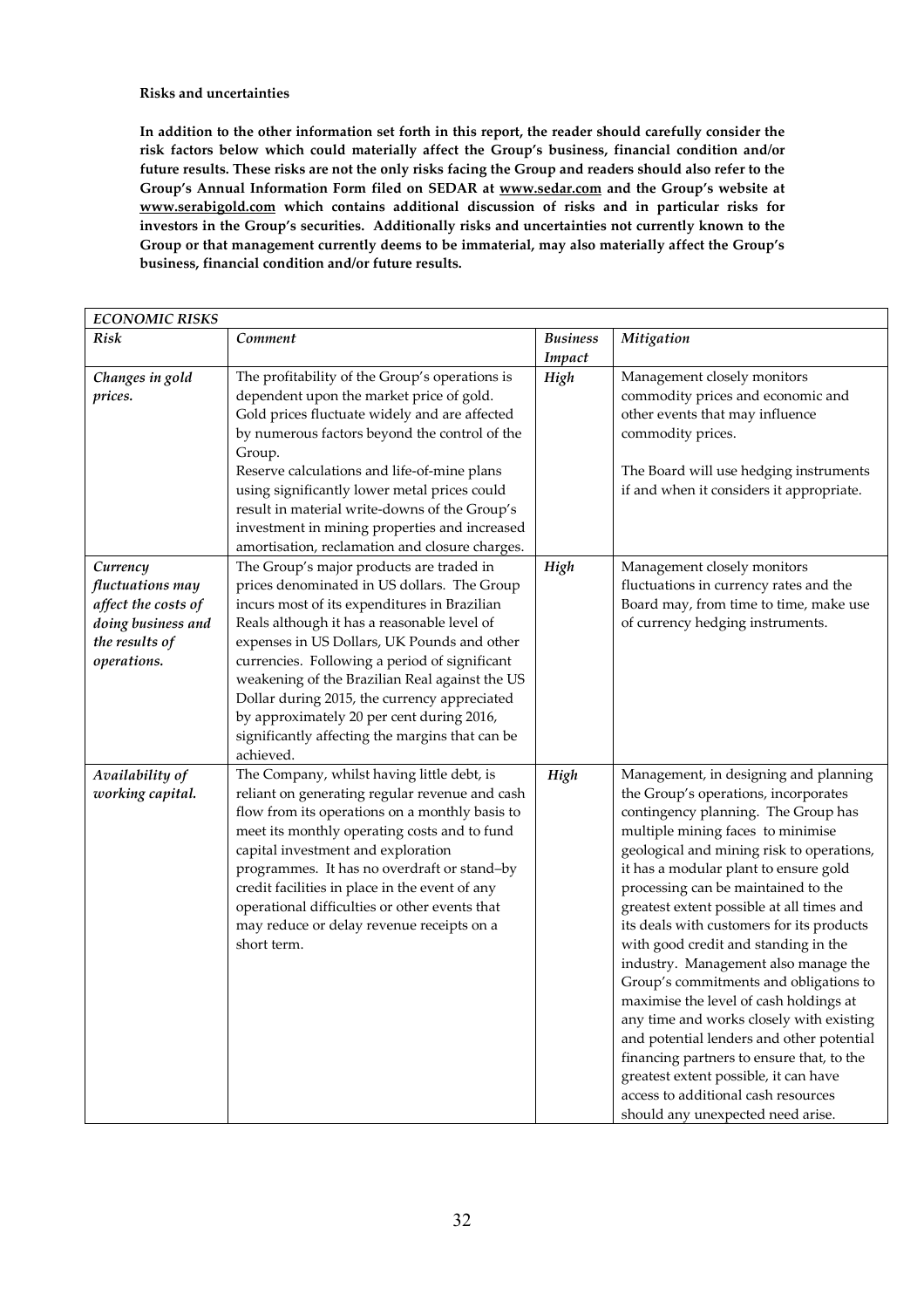**Risks and uncertainties**

**In addition to the other information set forth in this report, the reader should carefully consider the risk factors below which could materially affect the Group's business, financial condition and/or future results. These risks are not the only risks facing the Group and readers should also refer to the Group's Annual Information Form filed on SEDAR at www.sedar.com and the Group's website at www.serabigold.com which contains additional discussion of risks and in particular risks for investors in the Group's securities. Additionally risks and uncertainties not currently known to the Group or that management currently deems to be immaterial, may also materially affect the Group's business, financial condition and/or future results.**

| *ECONOMIC RISKS* | | | |
|---|---|---|---|
| *Risk* | *Comment* | *Business Impact* | *Mitigation* |
| *Changes in gold prices.* | The profitability of the Group's operations is dependent upon the market price of gold. Gold prices fluctuate widely and are affected by numerous factors beyond the control of the Group.<br>Reserve calculations and life-of-mine plans using significantly lower metal prices could result in material write-downs of the Group's investment in mining properties and increased amortisation, reclamation and closure charges. | *High* | Management closely monitors commodity prices and economic and other events that may influence commodity prices.<br><br>The Board will use hedging instruments if and when it considers it appropriate. |
| *Currency fluctuations may affect the costs of doing business and the results of operations.* | The Group's major products are traded in prices denominated in US dollars. The Group incurs most of its expenditures in Brazilian Reals although it has a reasonable level of expenses in US Dollars, UK Pounds and other currencies. Following a period of significant weakening of the Brazilian Real against the US Dollar during 2015, the currency appreciated by approximately 20 per cent during 2016, significantly affecting the margins that can be achieved. | *High* | Management closely monitors fluctuations in currency rates and the Board may, from time to time, make use of currency hedging instruments. |
| *Availability of working capital.* | The Company, whilst having little debt, is reliant on generating regular revenue and cash flow from its operations on a monthly basis to meet its monthly operating costs and to fund capital investment and exploration programmes. It has no overdraft or stand–by credit facilities in place in the event of any operational difficulties or other events that may reduce or delay revenue receipts on a short term. | *High* | Management, in designing and planning the Group's operations, incorporates contingency planning. The Group has multiple mining faces to minimise geological and mining risk to operations, it has a modular plant to ensure gold processing can be maintained to the greatest extent possible at all times and its deals with customers for its products with good credit and standing in the industry. Management also manage the Group's commitments and obligations to maximise the level of cash holdings at any time and works closely with existing and potential lenders and other potential financing partners to ensure that, to the greatest extent possible, it can have access to additional cash resources should any unexpected need arise. |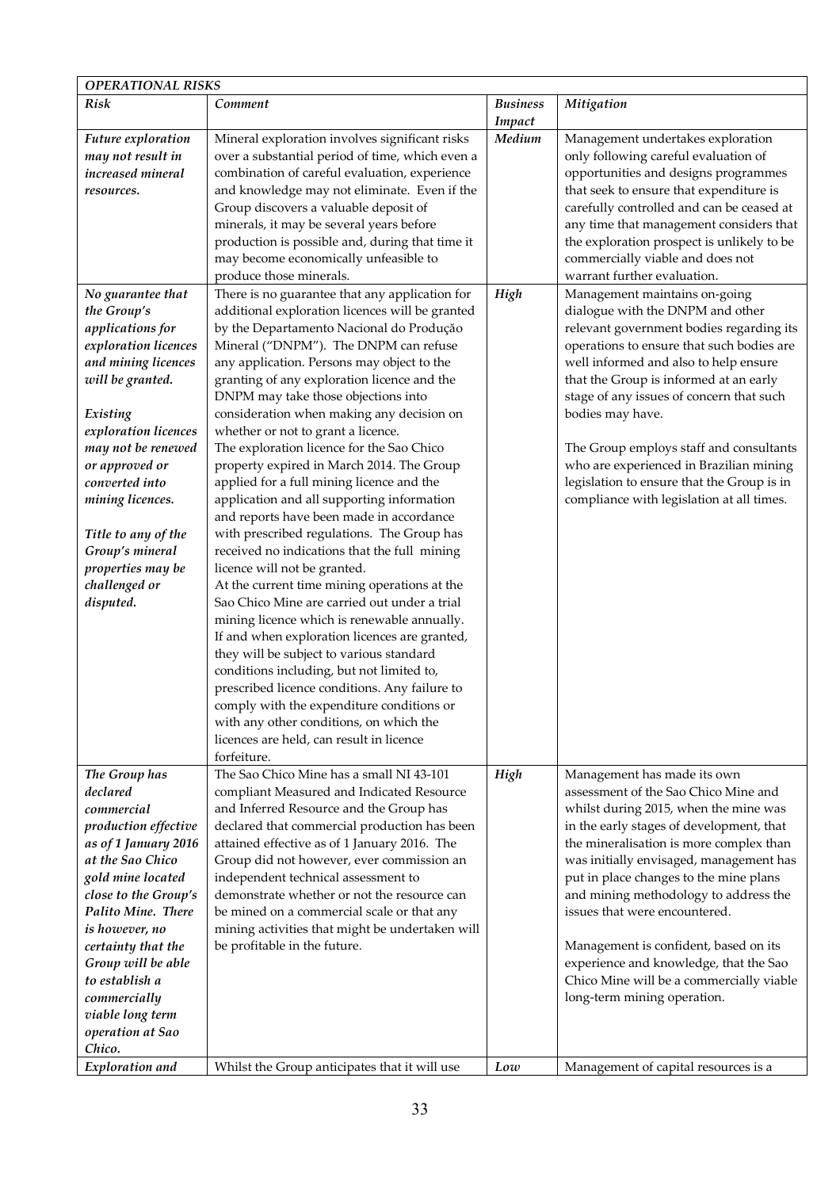| *OPERATIONAL RISKS* | | | |
|---|---|---|---|
| ***Risk*** | ***Comment*** | ***Business Impact*** | ***Mitigation*** |
| *Future exploration may not result in increased mineral resources.* | Mineral exploration involves significant risks over a substantial period of time, which even a combination of careful evaluation, experience and knowledge may not eliminate. Even if the Group discovers a valuable deposit of minerals, it may be several years before production is possible and, during that time it may become economically unfeasible to produce those minerals. | *Medium* | Management undertakes exploration only following careful evaluation of opportunities and designs programmes that seek to ensure that expenditure is carefully controlled and can be ceased at any time that management considers that the exploration prospect is unlikely to be commercially viable and does not warrant further evaluation. |
| *No guarantee that the Group's applications for exploration licences and mining licences will be granted.*<br><br>*Existing exploration licences may not be renewed or approved or converted into mining licences.*<br><br>*Title to any of the Group's mineral properties may be challenged or disputed.* | There is no guarantee that any application for additional exploration licences will be granted by the Departamento Nacional do Produção Mineral ("DNPM"). The DNPM can refuse any application. Persons may object to the granting of any exploration licence and the DNPM may take those objections into consideration when making any decision on whether or not to grant a licence.<br>The exploration licence for the Sao Chico property expired in March 2014. The Group applied for a full mining licence and the application and all supporting information and reports have been made in accordance with prescribed regulations. The Group has received no indications that the full mining licence will not be granted.<br>At the current time mining operations at the Sao Chico Mine are carried out under a trial mining licence which is renewable annually.<br>If and when exploration licences are granted, they will be subject to various standard conditions including, but not limited to, prescribed licence conditions. Any failure to comply with the expenditure conditions or with any other conditions, on which the licences are held, can result in licence forfeiture. | *High* | Management maintains on-going dialogue with the DNPM and other relevant government bodies regarding its operations to ensure that such bodies are well informed and also to help ensure that the Group is informed at an early stage of any issues of concern that such bodies may have.<br><br>The Group employs staff and consultants who are experienced in Brazilian mining legislation to ensure that the Group is in compliance with legislation at all times. |
| *The Group has declared commercial production effective as of 1 January 2016 at the Sao Chico gold mine located close to the Group's Palito Mine. There is however, no certainty that the Group will be able to establish a commercially viable long term operation at Sao Chico.* | The Sao Chico Mine has a small NI 43-101 compliant Measured and Indicated Resource and Inferred Resource and the Group has declared that commercial production has been attained effective as of 1 January 2016. The Group did not however, ever commission an independent technical assessment to demonstrate whether or not the resource can be mined on a commercial scale or that any mining activities that might be undertaken will be profitable in the future. | *High* | Management has made its own assessment of the Sao Chico Mine and whilst during 2015, when the mine was in the early stages of development, that the mineralisation is more complex than was initially envisaged, management has put in place changes to the mine plans and mining methodology to address the issues that were encountered.<br><br>Management is confident, based on its experience and knowledge, that the Sao Chico Mine will be a commercially viable long-term mining operation. |
| *Exploration and* | Whilst the Group anticipates that it will use | *Low* | Management of capital resources is a |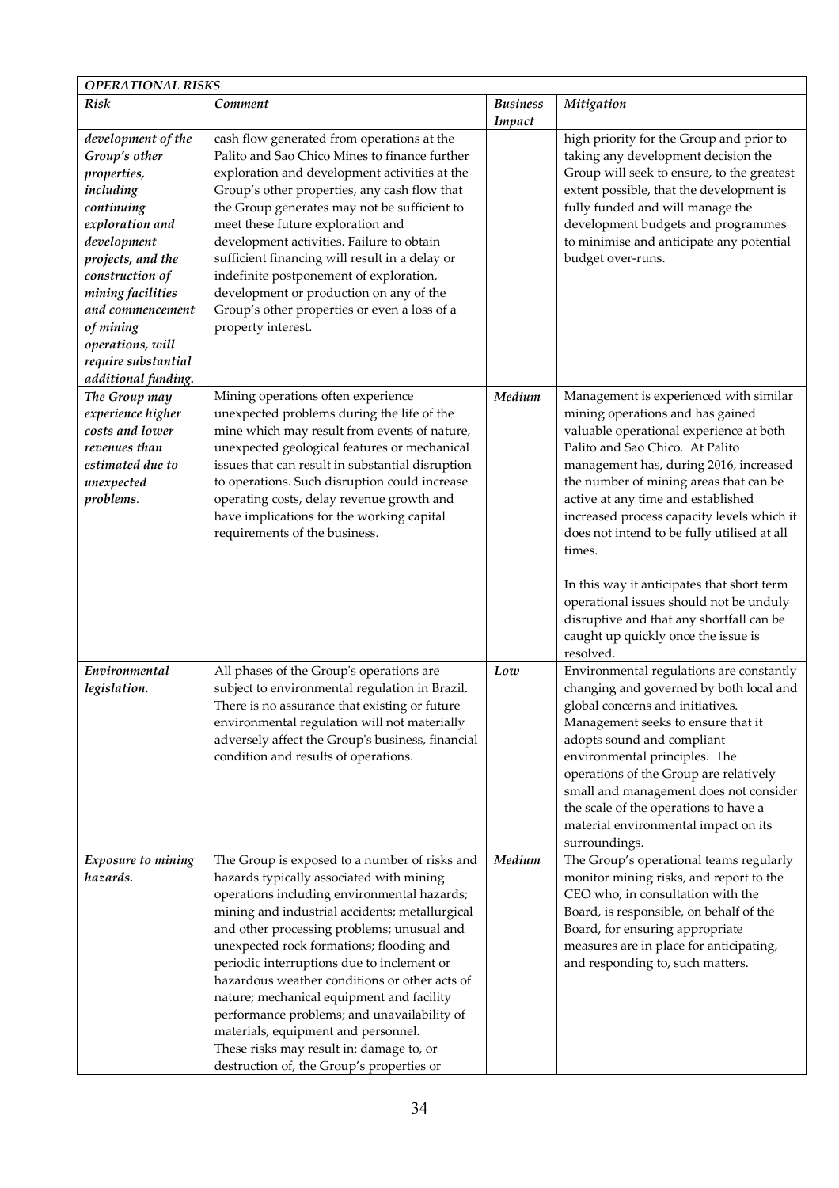| *OPERATIONAL RISKS* | | | |
|---|---|---|---|
| *Risk* | *Comment* | *Business Impact* | *Mitigation* |
| ***development of the Group's other properties, including continuing exploration and development projects, and the construction of mining facilities and commencement of mining operations, will require substantial additional funding.*** | cash flow generated from operations at the Palito and Sao Chico Mines to finance further exploration and development activities at the Group's other properties, any cash flow that the Group generates may not be sufficient to meet these future exploration and development activities. Failure to obtain sufficient financing will result in a delay or indefinite postponement of exploration, development or production on any of the Group's other properties or even a loss of a property interest. | | high priority for the Group and prior to taking any development decision the Group will seek to ensure, to the greatest extent possible, that the development is fully funded and will manage the development budgets and programmes to minimise and anticipate any potential budget over-runs. |
| ***The Group may experience higher costs and lower revenues than estimated due to unexpected problems***. | Mining operations often experience unexpected problems during the life of the mine which may result from events of nature, unexpected geological features or mechanical issues that can result in substantial disruption to operations. Such disruption could increase operating costs, delay revenue growth and have implications for the working capital requirements of the business. | ***Medium*** | Management is experienced with similar mining operations and has gained valuable operational experience at both Palito and Sao Chico. At Palito management has, during 2016, increased the number of mining areas that can be active at any time and established increased process capacity levels which it does not intend to be fully utilised at all times.<br><br>In this way it anticipates that short term operational issues should not be unduly disruptive and that any shortfall can be caught up quickly once the issue is resolved. |
| ***Environmental legislation.*** | All phases of the Group's operations are subject to environmental regulation in Brazil. There is no assurance that existing or future environmental regulation will not materially adversely affect the Group's business, financial condition and results of operations. | ***Low*** | Environmental regulations are constantly changing and governed by both local and global concerns and initiatives. Management seeks to ensure that it adopts sound and compliant environmental principles. The operations of the Group are relatively small and management does not consider the scale of the operations to have a material environmental impact on its surroundings. |
| ***Exposure to mining hazards.*** | The Group is exposed to a number of risks and hazards typically associated with mining operations including environmental hazards; mining and industrial accidents; metallurgical and other processing problems; unusual and unexpected rock formations; flooding and periodic interruptions due to inclement or hazardous weather conditions or other acts of nature; mechanical equipment and facility performance problems; and unavailability of materials, equipment and personnel.<br>These risks may result in: damage to, or destruction of, the Group's properties or | ***Medium*** | The Group's operational teams regularly monitor mining risks, and report to the CEO who, in consultation with the Board, is responsible, on behalf of the Board, for ensuring appropriate measures are in place for anticipating, and responding to, such matters. |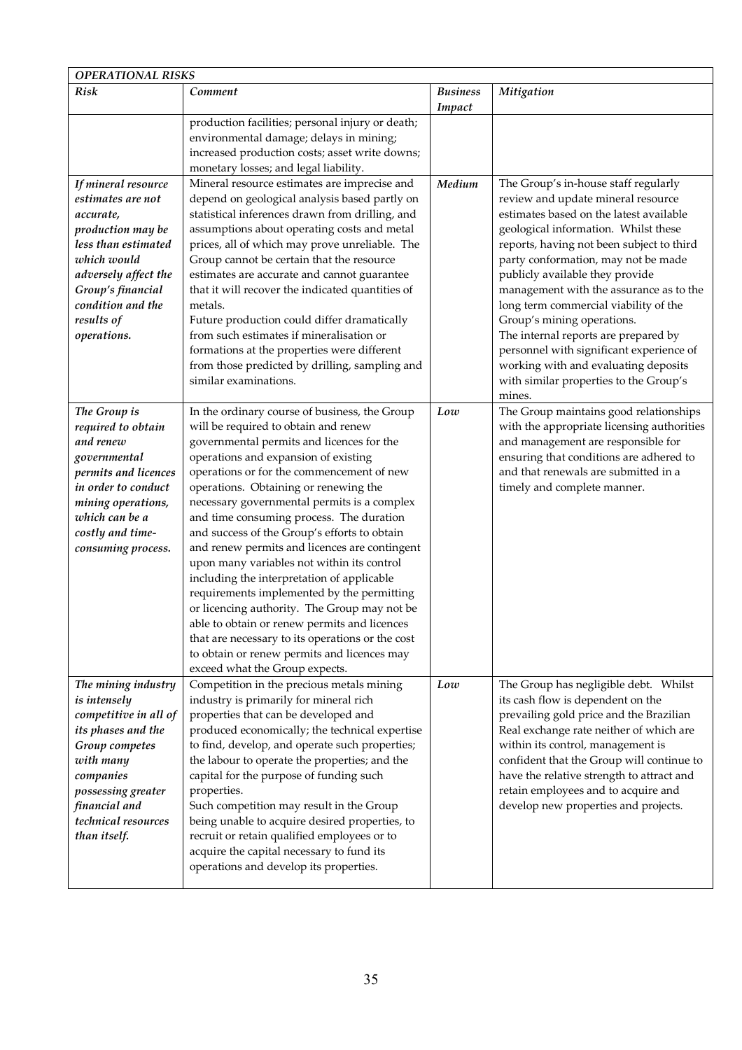| *OPERATIONAL RISKS* | | | |
|---|---|---|---|
| ***Risk*** | ***Comment*** | ***Business Impact*** | ***Mitigation*** |
| | production facilities; personal injury or death; environmental damage; delays in mining; increased production costs; asset write downs; monetary losses; and legal liability. | | |
| ***If mineral resource estimates are not accurate, production may be less than estimated which would adversely affect the Group's financial condition and the results of operations.*** | Mineral resource estimates are imprecise and depend on geological analysis based partly on statistical inferences drawn from drilling, and assumptions about operating costs and metal prices, all of which may prove unreliable. The Group cannot be certain that the resource estimates are accurate and cannot guarantee that it will recover the indicated quantities of metals.<br>Future production could differ dramatically from such estimates if mineralisation or formations at the properties were different from those predicted by drilling, sampling and similar examinations. | ***Medium*** | The Group's in-house staff regularly review and update mineral resource estimates based on the latest available geological information. Whilst these reports, having not been subject to third party conformation, may not be made publicly available they provide management with the assurance as to the long term commercial viability of the Group's mining operations.<br>The internal reports are prepared by personnel with significant experience of working with and evaluating deposits with similar properties to the Group's mines. |
| ***The Group is required to obtain and renew governmental permits and licences in order to conduct mining operations, which can be a costly and time-consuming process.*** | In the ordinary course of business, the Group will be required to obtain and renew governmental permits and licences for the operations and expansion of existing operations or for the commencement of new operations. Obtaining or renewing the necessary governmental permits is a complex and time consuming process. The duration and success of the Group's efforts to obtain and renew permits and licences are contingent upon many variables not within its control including the interpretation of applicable requirements implemented by the permitting or licencing authority. The Group may not be able to obtain or renew permits and licences that are necessary to its operations or the cost to obtain or renew permits and licences may exceed what the Group expects. | ***Low*** | The Group maintains good relationships with the appropriate licensing authorities and management are responsible for ensuring that conditions are adhered to and that renewals are submitted in a timely and complete manner. |
| ***The mining industry is intensely competitive in all of its phases and the Group competes with many companies possessing greater financial and technical resources than itself.*** | Competition in the precious metals mining industry is primarily for mineral rich properties that can be developed and produced economically; the technical expertise to find, develop, and operate such properties; the labour to operate the properties; and the capital for the purpose of funding such properties.<br>Such competition may result in the Group being unable to acquire desired properties, to recruit or retain qualified employees or to acquire the capital necessary to fund its operations and develop its properties. | ***Low*** | The Group has negligible debt. Whilst its cash flow is dependent on the prevailing gold price and the Brazilian Real exchange rate neither of which are within its control, management is confident that the Group will continue to have the relative strength to attract and retain employees and to acquire and develop new properties and projects. |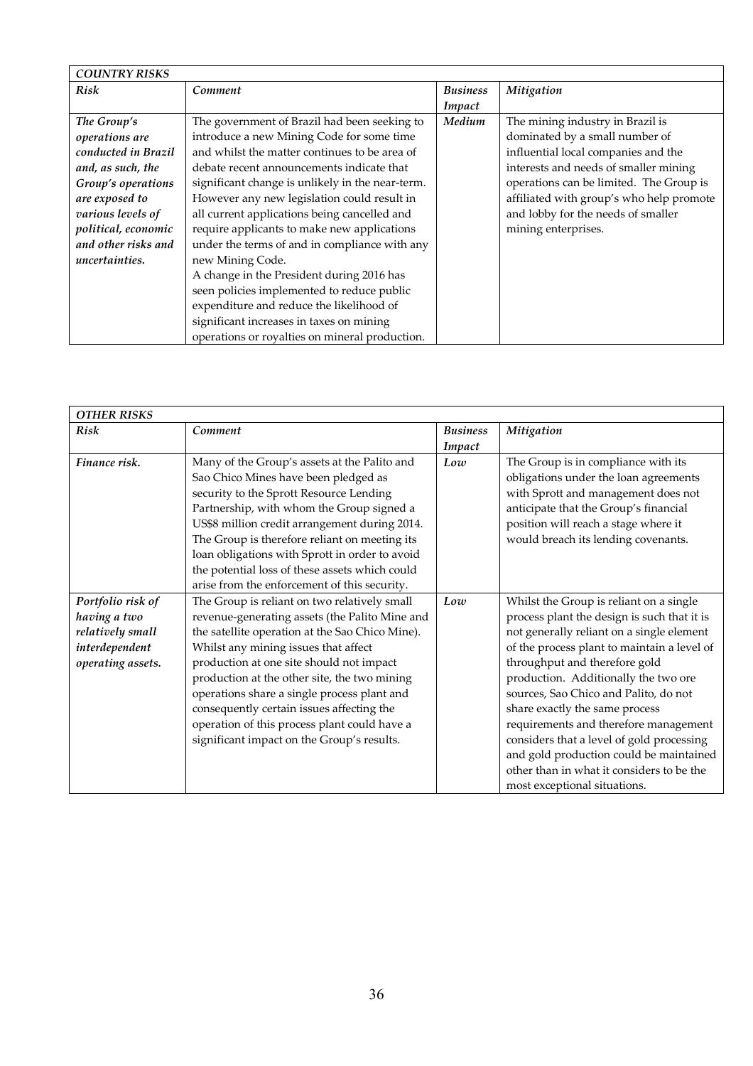| *COUNTRY RISKS* | | | |
|---|---|---|---|
| ***Risk*** | ***Comment*** | ***Business Impact*** | ***Mitigation*** |
| ***The Group's operations are conducted in Brazil and, as such, the Group's operations are exposed to various levels of political, economic and other risks and uncertainties.*** | The government of Brazil had been seeking to introduce a new Mining Code for some time and whilst the matter continues to be area of debate recent announcements indicate that significant change is unlikely in the near-term. However any new legislation could result in all current applications being cancelled and require applicants to make new applications under the terms of and in compliance with any new Mining Code.<br>A change in the President during 2016 has seen policies implemented to reduce public expenditure and reduce the likelihood of significant increases in taxes on mining operations or royalties on mineral production. | ***Medium*** | The mining industry in Brazil is dominated by a small number of influential local companies and the interests and needs of smaller mining operations can be limited. The Group is affiliated with group's who help promote and lobby for the needs of smaller mining enterprises. |

| *OTHER RISKS* | | | |
|---|---|---|---|
| ***Risk*** | ***Comment*** | ***Business Impact*** | ***Mitigation*** |
| ***Finance risk.*** | Many of the Group's assets at the Palito and Sao Chico Mines have been pledged as security to the Sprott Resource Lending Partnership, with whom the Group signed a US$8 million credit arrangement during 2014. The Group is therefore reliant on meeting its loan obligations with Sprott in order to avoid the potential loss of these assets which could arise from the enforcement of this security. | ***Low*** | The Group is in compliance with its obligations under the loan agreements with Sprott and management does not anticipate that the Group's financial position will reach a stage where it would breach its lending covenants. |
| ***Portfolio risk of having a two relatively small interdependent operating assets.*** | The Group is reliant on two relatively small revenue-generating assets (the Palito Mine and the satellite operation at the Sao Chico Mine). Whilst any mining issues that affect production at one site should not impact production at the other site, the two mining operations share a single process plant and consequently certain issues affecting the operation of this process plant could have a significant impact on the Group's results. | ***Low*** | Whilst the Group is reliant on a single process plant the design is such that it is not generally reliant on a single element of the process plant to maintain a level of throughput and therefore gold production. Additionally the two ore sources, Sao Chico and Palito, do not share exactly the same process requirements and therefore management considers that a level of gold processing and gold production could be maintained other than in what it considers to be the most exceptional situations. |